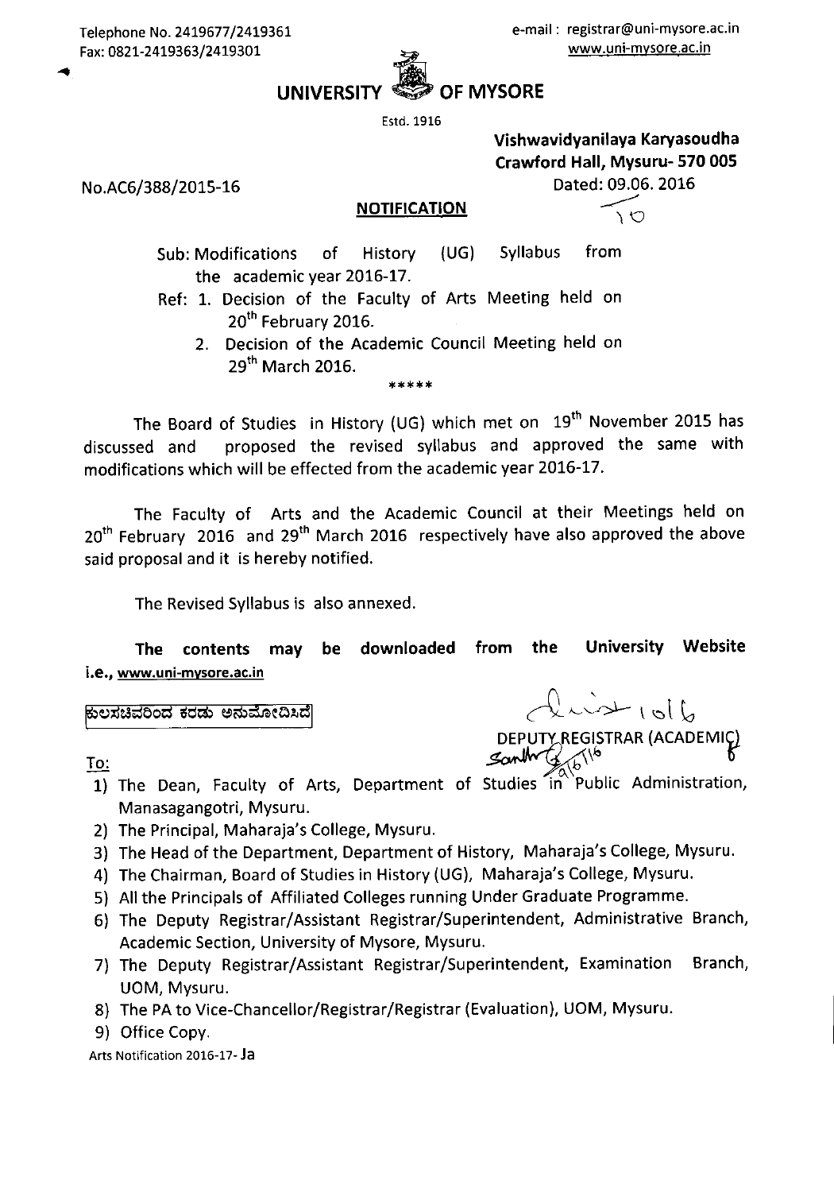Telephone No. 2419677/2419361
Fax: 0821-2419363/2419301

e-mail : registrar@uni-mysore.ac.in
www.uni-mysore.ac.in

# UNIVERSITY OF MYSORE

Estd. 1916

**Vishwavidyanilaya Karyasoudha**
**Crawford Hall, Mysuru- 570 005**

No.AC6/388/2015-16

Dated: 09.06. 2016

## NOTIFICATION

Sub: Modifications of History (UG) Syllabus from the academic year 2016-17.

Ref: 1. Decision of the Faculty of Arts Meeting held on 20th February 2016.

2. Decision of the Academic Council Meeting held on 29th March 2016.

\*\*\*\*\*

The Board of Studies in History (UG) which met on 19th November 2015 has discussed and proposed the revised syllabus and approved the same with modifications which will be effected from the academic year 2016-17.

The Faculty of Arts and the Academic Council at their Meetings held on 20th February 2016 and 29th March 2016 respectively have also approved the above said proposal and it is hereby notified.

The Revised Syllabus is also annexed.

**The contents may be downloaded from the University Website i.e., www.uni-mysore.ac.in**

ಕುಲಸಚಿವರಿಂದ ಕರಡು ಅನುಮೋದಿಸಿದೆ

DEPUTY REGISTRAR (ACADEMIC)

To:

1) The Dean, Faculty of Arts, Department of Studies in Public Administration, Manasagangotri, Mysuru.
2) The Principal, Maharaja's College, Mysuru.
3) The Head of the Department, Department of History, Maharaja's College, Mysuru.
4) The Chairman, Board of Studies in History (UG), Maharaja's College, Mysuru.
5) All the Principals of Affiliated Colleges running Under Graduate Programme.
6) The Deputy Registrar/Assistant Registrar/Superintendent, Administrative Branch, Academic Section, University of Mysore, Mysuru.
7) The Deputy Registrar/Assistant Registrar/Superintendent, Examination Branch, UOM, Mysuru.
8) The PA to Vice-Chancellor/Registrar/Registrar (Evaluation), UOM, Mysuru.
9) Office Copy.

Arts Notification 2016-17- Ja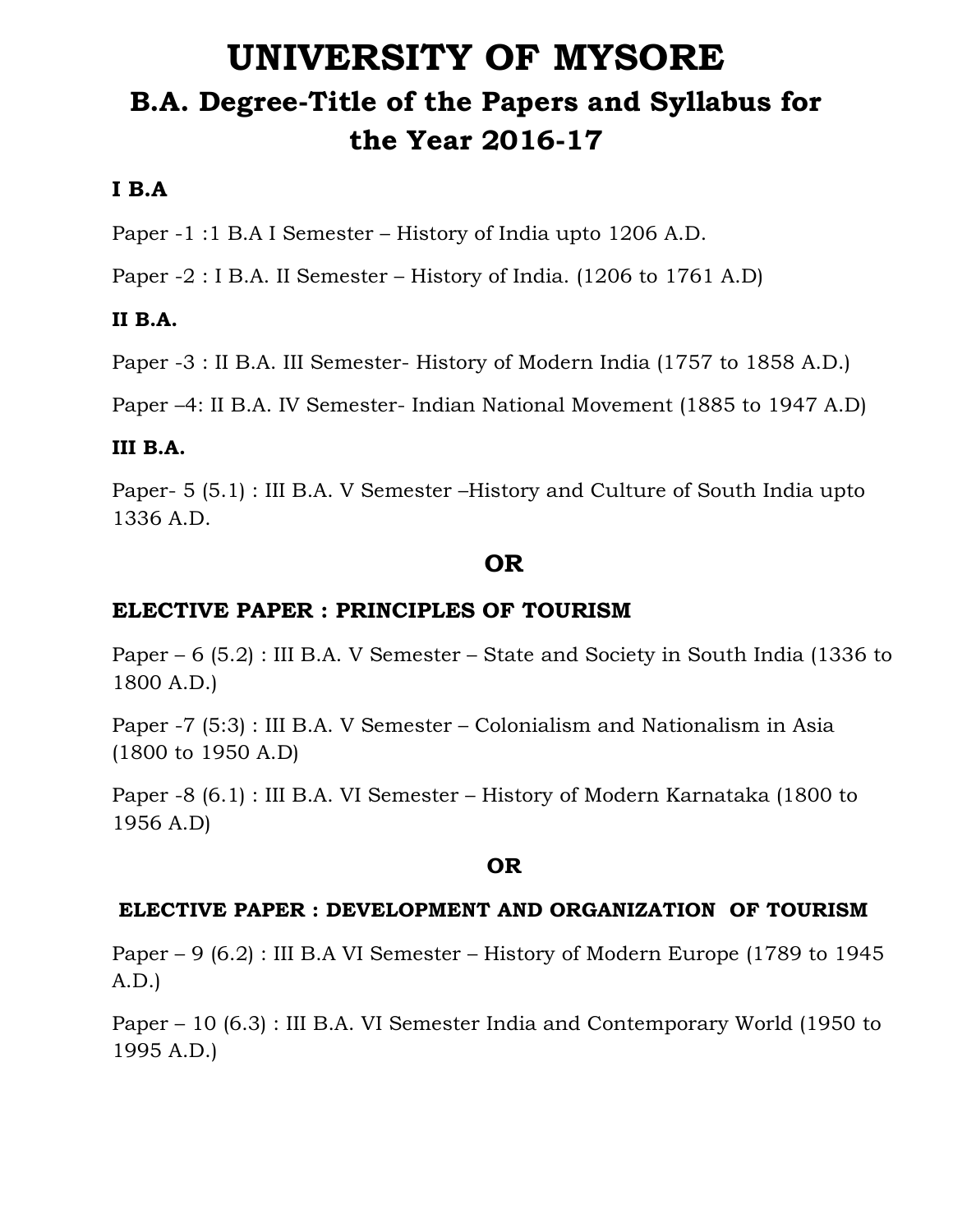# UNIVERSITY OF MYSORE

## B.A. Degree-Title of the Papers and Syllabus for the Year 2016-17

**I B.A**

Paper -1 :1 B.A I Semester – History of India upto 1206 A.D.

Paper -2 : I B.A. II Semester – History of India. (1206 to 1761 A.D)

**II B.A.**

Paper -3 : II B.A. III Semester- History of Modern India (1757 to 1858 A.D.)

Paper –4: II B.A. IV Semester- Indian National Movement (1885 to 1947 A.D)

**III B.A.**

Paper- 5 (5.1) : III B.A. V Semester –History and Culture of South India upto 1336 A.D.

**OR**

**ELECTIVE PAPER : PRINCIPLES OF TOURISM**

Paper – 6 (5.2) : III B.A. V Semester – State and Society in South India (1336 to 1800 A.D.)

Paper -7 (5:3) : III B.A. V Semester – Colonialism and Nationalism in Asia (1800 to 1950 A.D)

Paper -8 (6.1) : III B.A. VI Semester – History of Modern Karnataka (1800 to 1956 A.D)

**OR**

**ELECTIVE PAPER : DEVELOPMENT AND ORGANIZATION OF TOURISM**

Paper – 9 (6.2) : III B.A VI Semester – History of Modern Europe (1789 to 1945 A.D.)

Paper – 10 (6.3) : III B.A. VI Semester India and Contemporary World (1950 to 1995 A.D.)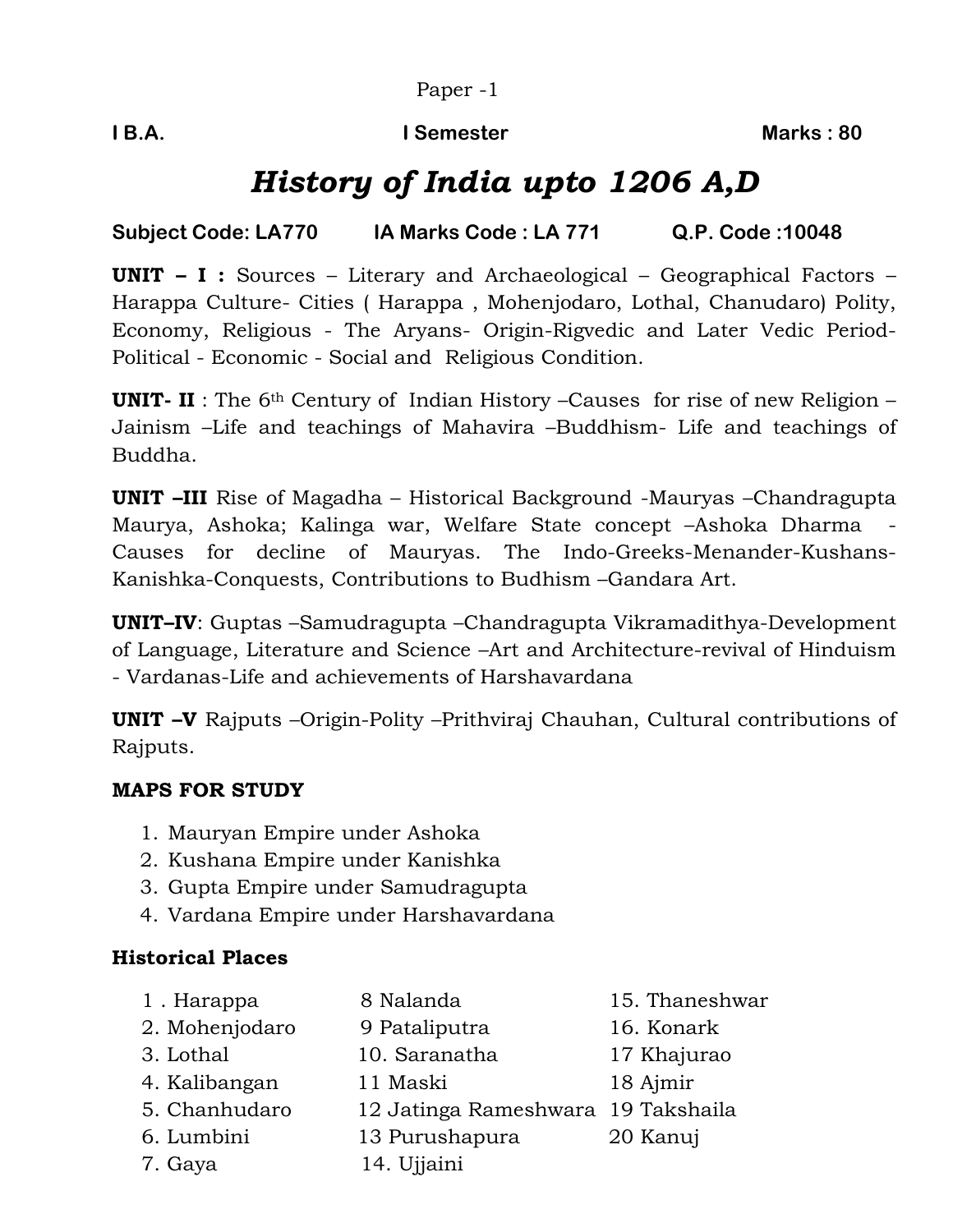Paper -1

**I B.A. I Semester Marks : 80**

# *History of India upto 1206 A,D*

**Subject Code: LA770 IA Marks Code : LA 771 Q.P. Code :10048**

**UNIT – I :** Sources – Literary and Archaeological – Geographical Factors – Harappa Culture- Cities ( Harappa , Mohenjodaro, Lothal, Chanudaro) Polity, Economy, Religious - The Aryans- Origin-Rigvedic and Later Vedic Period-Political - Economic - Social and Religious Condition.

**UNIT- II** : The 6th Century of Indian History –Causes for rise of new Religion –Jainism –Life and teachings of Mahavira –Buddhism- Life and teachings of Buddha.

**UNIT –III** Rise of Magadha – Historical Background -Mauryas –Chandragupta Maurya, Ashoka; Kalinga war, Welfare State concept –Ashoka Dharma - Causes for decline of Mauryas. The Indo-Greeks-Menander-Kushans-Kanishka-Conquests, Contributions to Budhism –Gandara Art.

**UNIT–IV**: Guptas –Samudragupta –Chandragupta Vikramadithya-Development of Language, Literature and Science –Art and Architecture-revival of Hinduism - Vardanas-Life and achievements of Harshavardana

**UNIT –V** Rajputs –Origin-Polity –Prithviraj Chauhan, Cultural contributions of Rajputs.

**MAPS FOR STUDY**

1. Mauryan Empire under Ashoka
2. Kushana Empire under Kanishka
3. Gupta Empire under Samudragupta
4. Vardana Empire under Harshavardana

**Historical Places**

| | | |
|---|---|---|
| 1 . Harappa | 8 Nalanda | 15. Thaneshwar |
| 2. Mohenjodaro | 9 Pataliputra | 16. Konark |
| 3. Lothal | 10. Saranatha | 17 Khajurao |
| 4. Kalibangan | 11 Maski | 18 Ajmir |
| 5. Chanhudaro | 12 Jatinga Rameshwara | 19 Takshaila |
| 6. Lumbini | 13 Purushapura | 20 Kanuj |
| 7. Gaya | 14. Ujjaini | |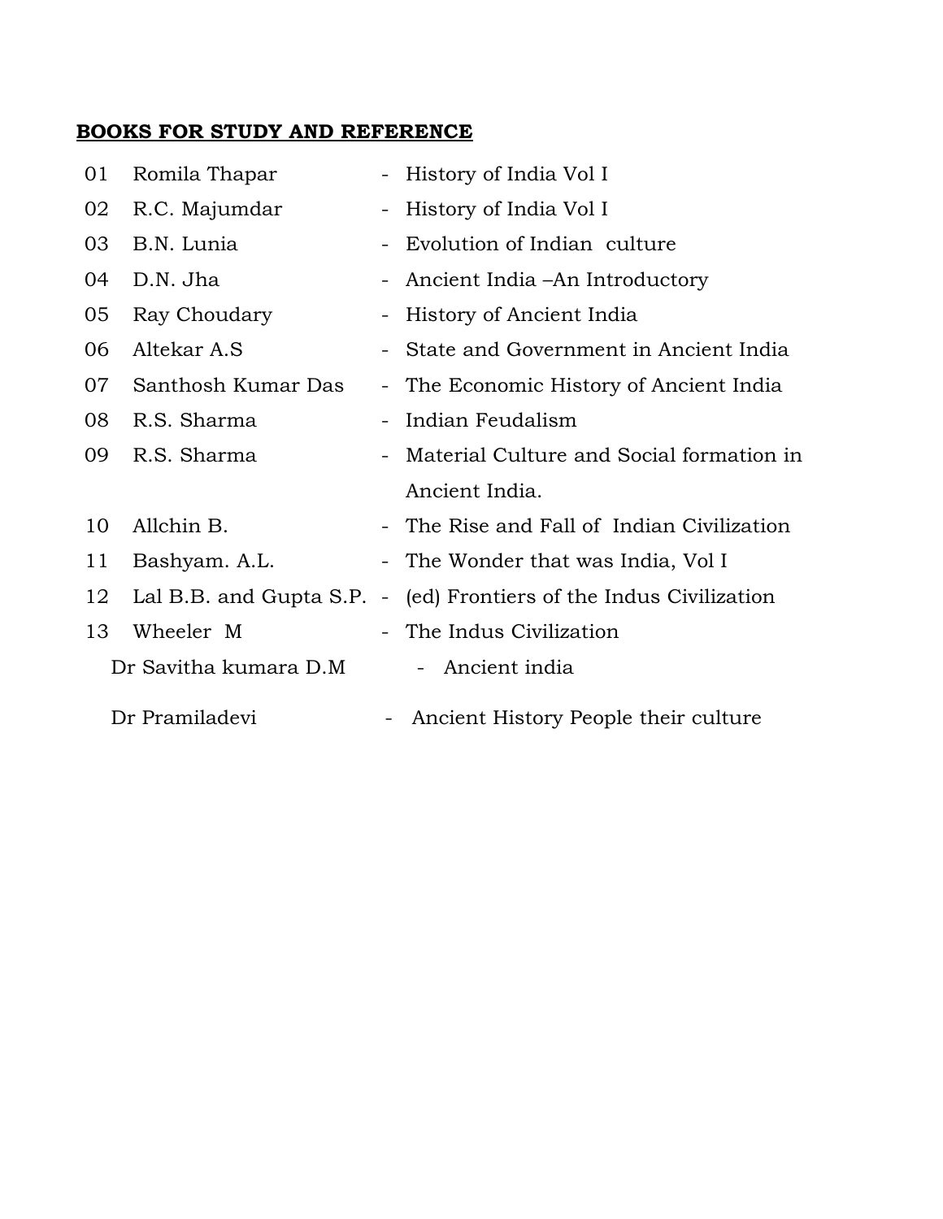**BOOKS FOR STUDY AND REFERENCE**

| | | | |
|---|---|---|---|
| 01 | Romila Thapar | - | History of India Vol I |
| 02 | R.C. Majumdar | - | History of India Vol I |
| 03 | B.N. Lunia | - | Evolution of Indian culture |
| 04 | D.N. Jha | - | Ancient India –An Introductory |
| 05 | Ray Choudary | - | History of Ancient India |
| 06 | Altekar A.S | - | State and Government in Ancient India |
| 07 | Santhosh Kumar Das | - | The Economic History of Ancient India |
| 08 | R.S. Sharma | - | Indian Feudalism |
| 09 | R.S. Sharma | - | Material Culture and Social formation in Ancient India. |
| 10 | Allchin B. | - | The Rise and Fall of Indian Civilization |
| 11 | Bashyam. A.L. | - | The Wonder that was India, Vol I |
| 12 | Lal B.B. and Gupta S.P. | - | (ed) Frontiers of the Indus Civilization |
| 13 | Wheeler M | - | The Indus Civilization |
| | Dr Savitha kumara D.M | - | Ancient india |
| | Dr Pramiladevi | - | Ancient History People their culture |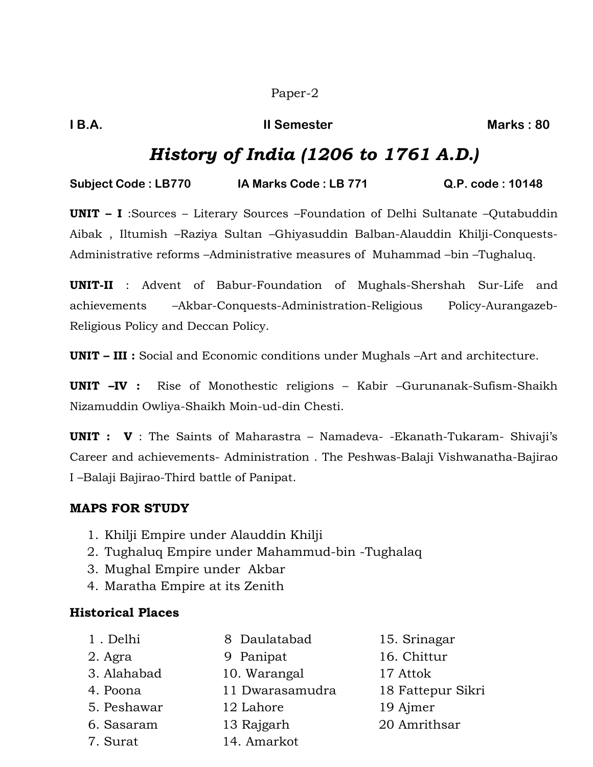Paper-2

**I B.A. II Semester Marks : 80**

# *History of India (1206 to 1761 A.D.)*

**Subject Code : LB770 IA Marks Code : LB 771 Q.P. code : 10148**

**UNIT – I** :Sources – Literary Sources –Foundation of Delhi Sultanate –Qutabuddin Aibak , Iltumish –Raziya Sultan –Ghiyasuddin Balban-Alauddin Khilji-Conquests-Administrative reforms –Administrative measures of Muhammad –bin –Tughaluq.

**UNIT-II** : Advent of Babur-Foundation of Mughals-Shershah Sur-Life and achievements –Akbar-Conquests-Administration-Religious Policy-Aurangazeb-Religious Policy and Deccan Policy.

**UNIT – III :** Social and Economic conditions under Mughals –Art and architecture.

**UNIT –IV :** Rise of Monothestic religions – Kabir –Gurunanak-Sufism-Shaikh Nizamuddin Owliya-Shaikh Moin-ud-din Chesti.

**UNIT : V** : The Saints of Maharastra – Namadeva- -Ekanath-Tukaram- Shivaji's Career and achievements- Administration . The Peshwas-Balaji Vishwanatha-Bajirao I –Balaji Bajirao-Third battle of Panipat.

### MAPS FOR STUDY

1. Khilji Empire under Alauddin Khilji
2. Tughaluq Empire under Mahammud-bin -Tughalaq
3. Mughal Empire under Akbar
4. Maratha Empire at its Zenith

### Historical Places

| | | |
|---|---|---|
| 1 . Delhi | 8 Daulatabad | 15. Srinagar |
| 2. Agra | 9 Panipat | 16. Chittur |
| 3. Alahabad | 10. Warangal | 17 Attok |
| 4. Poona | 11 Dwarasamudra | 18 Fattepur Sikri |
| 5. Peshawar | 12 Lahore | 19 Ajmer |
| 6. Sasaram | 13 Rajgarh | 20 Amrithsar |
| 7. Surat | 14. Amarkot | |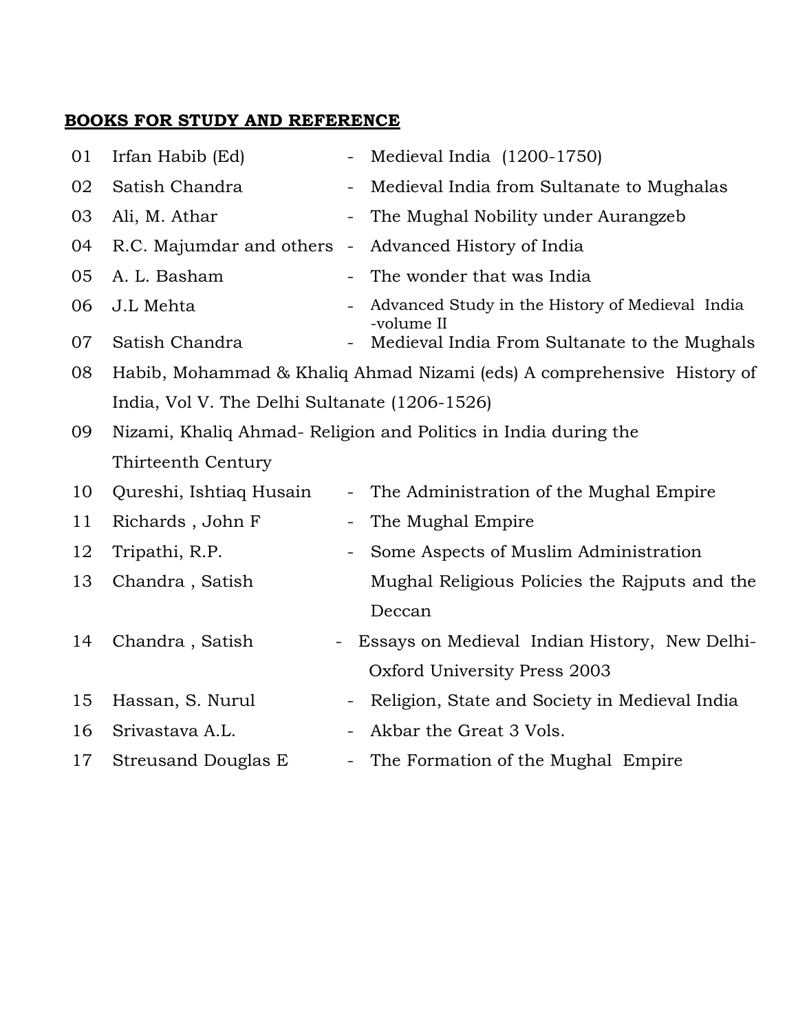**BOOKS FOR STUDY AND REFERENCE**

01 Irfan Habib (Ed) - Medieval India (1200-1750)

02 Satish Chandra - Medieval India from Sultanate to Mughalas

03 Ali, M. Athar - The Mughal Nobility under Aurangzeb

04 R.C. Majumdar and others - Advanced History of India

05 A. L. Basham - The wonder that was India

06 J.L Mehta - Advanced Study in the History of Medieval India -volume II

07 Satish Chandra - Medieval India From Sultanate to the Mughals

08 Habib, Mohammad & Khaliq Ahmad Nizami (eds) A comprehensive History of India, Vol V. The Delhi Sultanate (1206-1526)

09 Nizami, Khaliq Ahmad- Religion and Politics in India during the Thirteenth Century

10 Qureshi, Ishtiaq Husain - The Administration of the Mughal Empire

11 Richards , John F - The Mughal Empire

12 Tripathi, R.P. - Some Aspects of Muslim Administration

13 Chandra , Satish Mughal Religious Policies the Rajputs and the Deccan

14 Chandra , Satish - Essays on Medieval Indian History, New Delhi-Oxford University Press 2003

15 Hassan, S. Nurul - Religion, State and Society in Medieval India

16 Srivastava A.L. - Akbar the Great 3 Vols.

17 Streusand Douglas E - The Formation of the Mughal Empire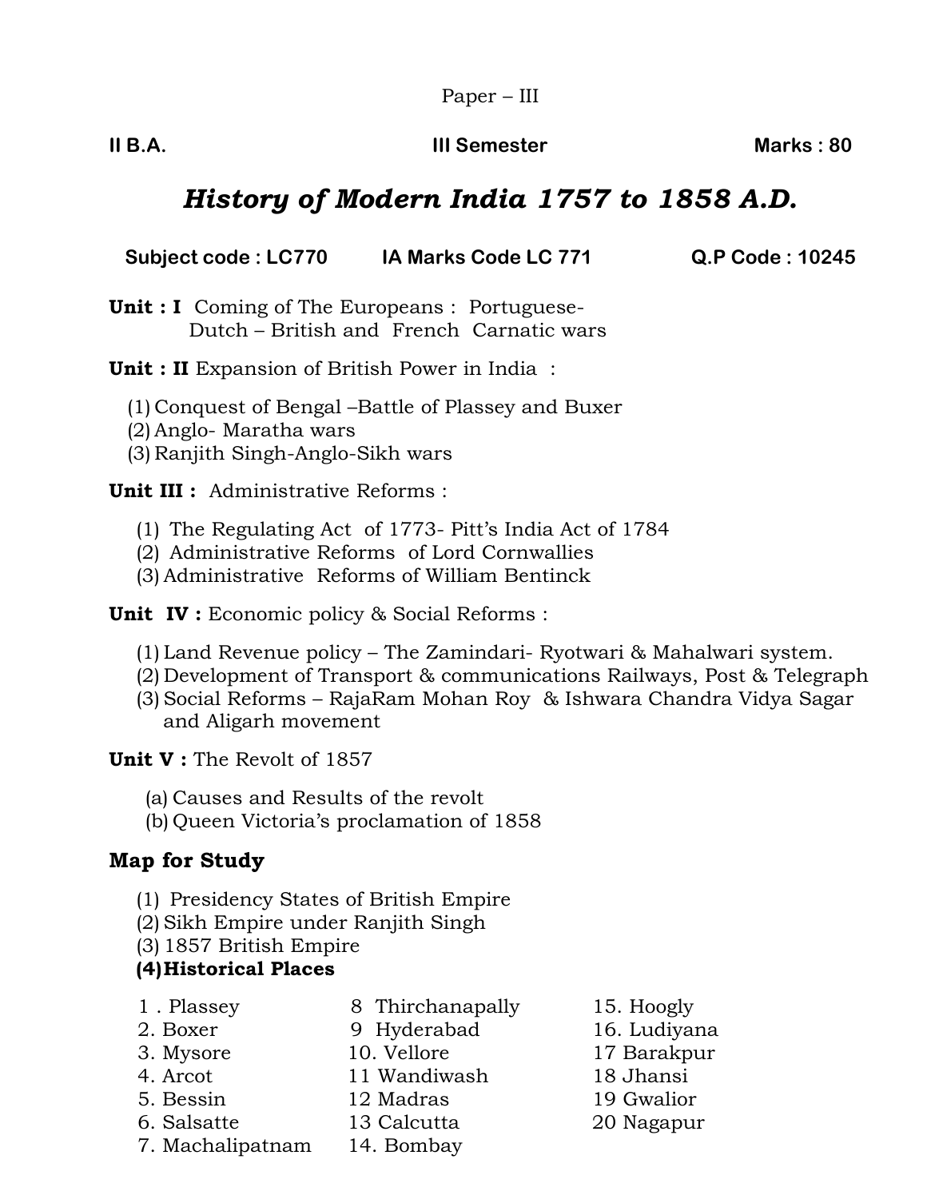Paper – III

**II B.A.** **III Semester** **Marks : 80**

# *History of Modern India 1757 to 1858 A.D.*

**Subject code : LC770** **IA Marks Code LC 771** **Q.P Code : 10245**

**Unit : I** Coming of The Europeans : Portuguese- Dutch – British and French Carnatic wars

**Unit : II** Expansion of British Power in India :

(1) Conquest of Bengal –Battle of Plassey and Buxer
(2) Anglo- Maratha wars
(3) Ranjith Singh-Anglo-Sikh wars

**Unit III :** Administrative Reforms :

(1) The Regulating Act of 1773- Pitt's India Act of 1784
(2) Administrative Reforms of Lord Cornwallies
(3) Administrative Reforms of William Bentinck

**Unit IV :** Economic policy & Social Reforms :

(1) Land Revenue policy – The Zamindari- Ryotwari & Mahalwari system.
(2) Development of Transport & communications Railways, Post & Telegraph
(3) Social Reforms – RajaRam Mohan Roy & Ishwara Chandra Vidya Sagar and Aligarh movement

**Unit V :** The Revolt of 1857

(a) Causes and Results of the revolt
(b) Queen Victoria's proclamation of 1858

## Map for Study

(1) Presidency States of British Empire
(2) Sikh Empire under Ranjith Singh
(3) 1857 British Empire
**(4) Historical Places**

| | | |
|---|---|---|
| 1 . Plassey | 8 Thirchanapally | 15. Hoogly |
| 2. Boxer | 9 Hyderabad | 16. Ludiyana |
| 3. Mysore | 10. Vellore | 17 Barakpur |
| 4. Arcot | 11 Wandiwash | 18 Jhansi |
| 5. Bessin | 12 Madras | 19 Gwalior |
| 6. Salsatte | 13 Calcutta | 20 Nagapur |
| 7. Machalipatnam | 14. Bombay | |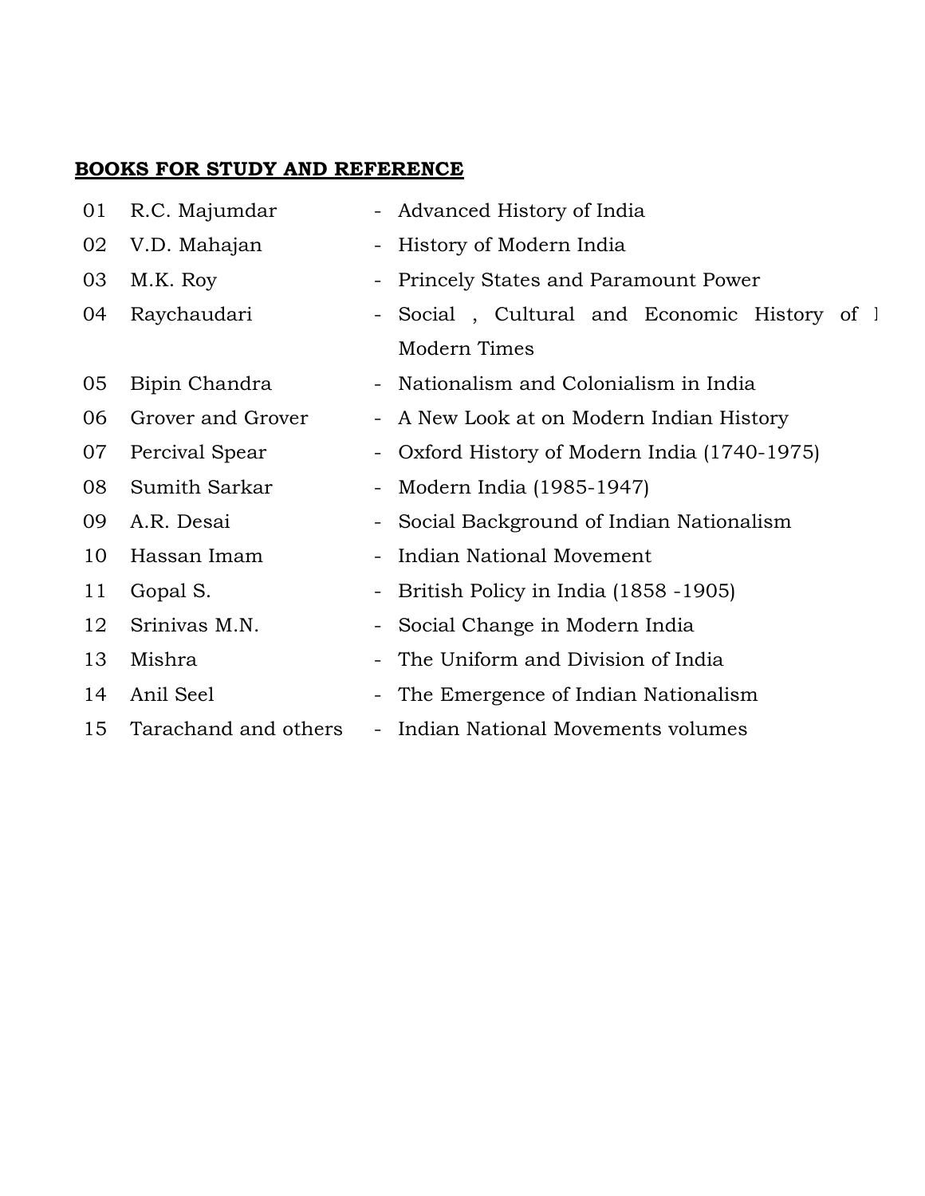**BOOKS FOR STUDY AND REFERENCE**

| | | | |
|---|---|---|---|
| 01 | R.C. Majumdar | - | Advanced History of India |
| 02 | V.D. Mahajan | - | History of Modern India |
| 03 | M.K. Roy | - | Princely States and Paramount Power |
| 04 | Raychaudari | - | Social , Cultural and Economic History of I Modern Times |
| 05 | Bipin Chandra | - | Nationalism and Colonialism in India |
| 06 | Grover and Grover | - | A New Look at on Modern Indian History |
| 07 | Percival Spear | - | Oxford History of Modern India (1740-1975) |
| 08 | Sumith Sarkar | - | Modern India (1985-1947) |
| 09 | A.R. Desai | - | Social Background of Indian Nationalism |
| 10 | Hassan Imam | - | Indian National Movement |
| 11 | Gopal S. | - | British Policy in India (1858 -1905) |
| 12 | Srinivas M.N. | - | Social Change in Modern India |
| 13 | Mishra | - | The Uniform and Division of India |
| 14 | Anil Seel | - | The Emergence of Indian Nationalism |
| 15 | Tarachand and others | - | Indian National Movements volumes |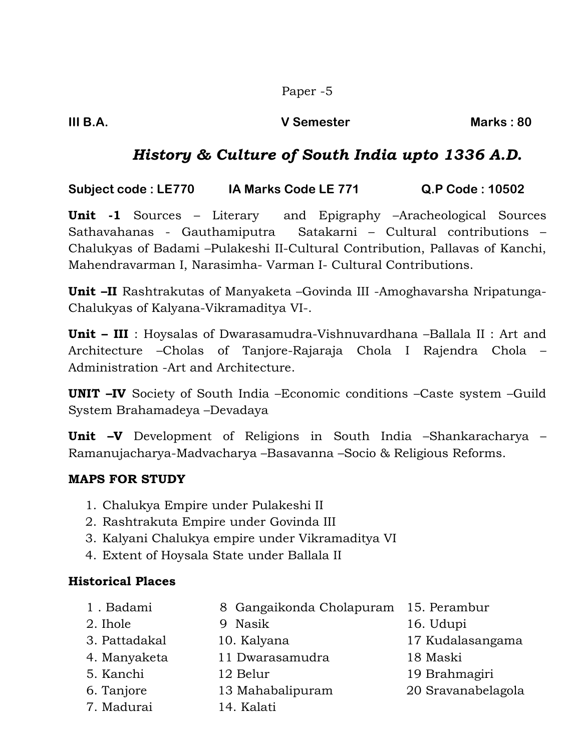Paper -5

**III B.A.** **V Semester** **Marks : 80**

## *History & Culture of South India upto 1336 A.D.*

**Subject code : LE770** **IA Marks Code LE 771** **Q.P Code : 10502**

**Unit -1** Sources – Literary and Epigraphy –Aracheological Sources Sathavahanas - Gauthamiputra Satakarni – Cultural contributions – Chalukyas of Badami –Pulakeshi II-Cultural Contribution, Pallavas of Kanchi, Mahendravarman I, Narasimha- Varman I- Cultural Contributions.

**Unit –II** Rashtrakutas of Manyaketa –Govinda III -Amoghavarsha Nripatunga-Chalukyas of Kalyana-Vikramaditya VI-.

**Unit – III** : Hoysalas of Dwarasamudra-Vishnuvardhana –Ballala II : Art and Architecture –Cholas of Tanjore-Rajaraja Chola I Rajendra Chola – Administration -Art and Architecture.

**UNIT –IV** Society of South India –Economic conditions –Caste system –Guild System Brahamadeya –Devadaya

**Unit –V** Development of Religions in South India –Shankaracharya – Ramanujacharya-Madvacharya –Basavanna –Socio & Religious Reforms.

**MAPS FOR STUDY**

1. Chalukya Empire under Pulakeshi II
2. Rashtrakuta Empire under Govinda III
3. Kalyani Chalukya empire under Vikramaditya VI
4. Extent of Hoysala State under Ballala II

**Historical Places**

1 . Badami
2. Ihole
3. Pattadakal
4. Manyaketa
5. Kanchi
6. Tanjore
7. Madurai
8 Gangaikonda Cholapuram
9 Nasik
10. Kalyana
11 Dwarasamudra
12 Belur
13 Mahabalipuram
14. Kalati
15. Perambur
16. Udupi
17 Kudalasangama
18 Maski
19 Brahmagiri
20 Sravanabelagola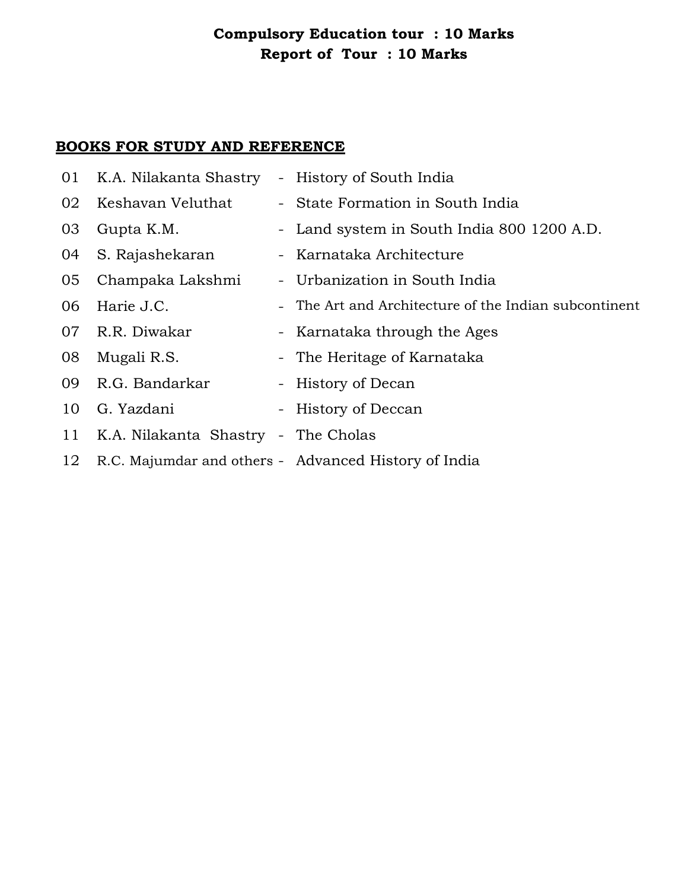**Compulsory Education tour : 10 Marks**
**Report of Tour : 10 Marks**

## BOOKS FOR STUDY AND REFERENCE

| | | | |
|---|---|---|---|
| 01 | K.A. Nilakanta Shastry | - | History of South India |
| 02 | Keshavan Veluthat | - | State Formation in South India |
| 03 | Gupta K.M. | - | Land system in South India 800 1200 A.D. |
| 04 | S. Rajashekaran | - | Karnataka Architecture |
| 05 | Champaka Lakshmi | - | Urbanization in South India |
| 06 | Harie J.C. | - | The Art and Architecture of the Indian subcontinent |
| 07 | R.R. Diwakar | - | Karnataka through the Ages |
| 08 | Mugali R.S. | - | The Heritage of Karnataka |
| 09 | R.G. Bandarkar | - | History of Decan |
| 10 | G. Yazdani | - | History of Deccan |
| 11 | K.A. Nilakanta Shastry | - | The Cholas |
| 12 | R.C. Majumdar and others | - | Advanced History of India |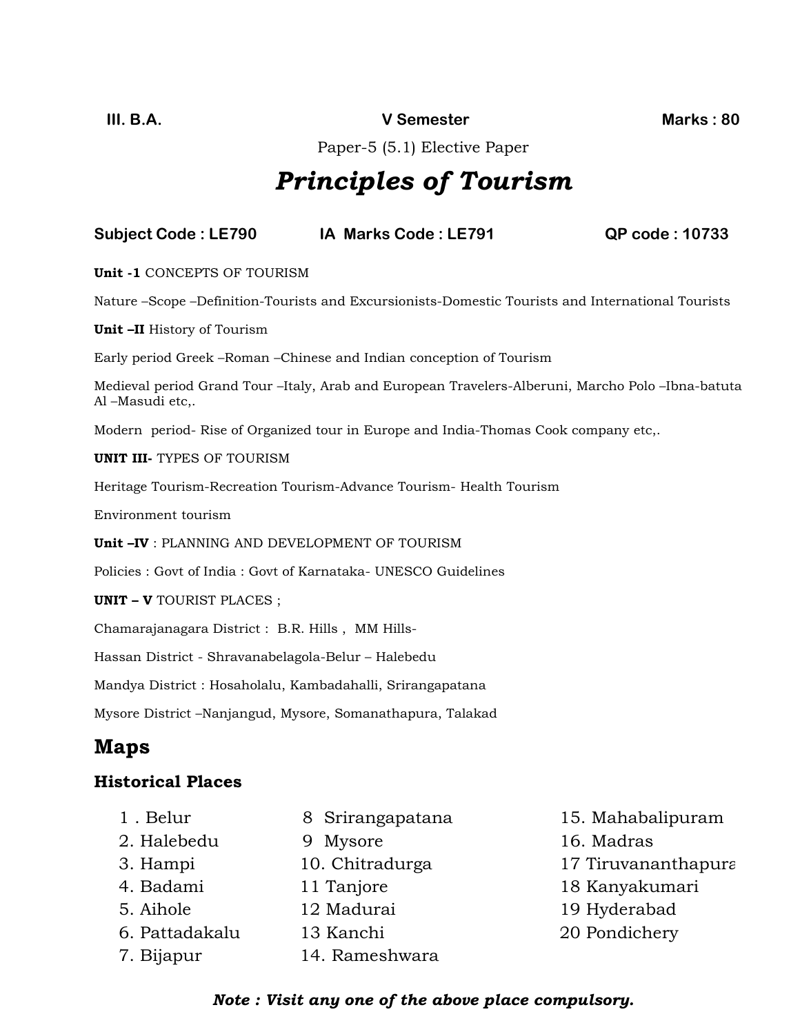**III. B.A.** **V Semester** **Marks : 80**

Paper-5 (5.1) Elective Paper

# *Principles of Tourism*

**Subject Code : LE790** **IA Marks Code : LE791** **QP code : 10733**

**Unit -1** CONCEPTS OF TOURISM

Nature –Scope –Definition-Tourists and Excursionists-Domestic Tourists and International Tourists

**Unit –II** History of Tourism

Early period Greek –Roman –Chinese and Indian conception of Tourism

Medieval period Grand Tour –Italy, Arab and European Travelers-Alberuni, Marcho Polo –Ibna-batuta Al –Masudi etc,.

Modern period- Rise of Organized tour in Europe and India-Thomas Cook company etc,.

**UNIT III-** TYPES OF TOURISM

Heritage Tourism-Recreation Tourism-Advance Tourism- Health Tourism

Environment tourism

**Unit –IV** : PLANNING AND DEVELOPMENT OF TOURISM

Policies : Govt of India : Govt of Karnataka- UNESCO Guidelines

**UNIT – V** TOURIST PLACES ;

Chamarajanagara District : B.R. Hills , MM Hills-

Hassan District - Shravanabelagola-Belur – Halebedu

Mandya District : Hosaholalu, Kambadahalli, Srirangapatana

Mysore District –Nanjangud, Mysore, Somanathapura, Talakad

## Maps

### Historical Places

1 . Belur
2. Halebedu
3. Hampi
4. Badami
5. Aihole
6. Pattadakalu
7. Bijapur
8 Srirangapatana
9 Mysore
10. Chitradurga
11 Tanjore
12 Madurai
13 Kanchi
14. Rameshwara
15. Mahabalipuram
16. Madras
17 Tiruvananthapura
18 Kanyakumari
19 Hyderabad
20 Pondichery

***Note : Visit any one of the above place compulsory.***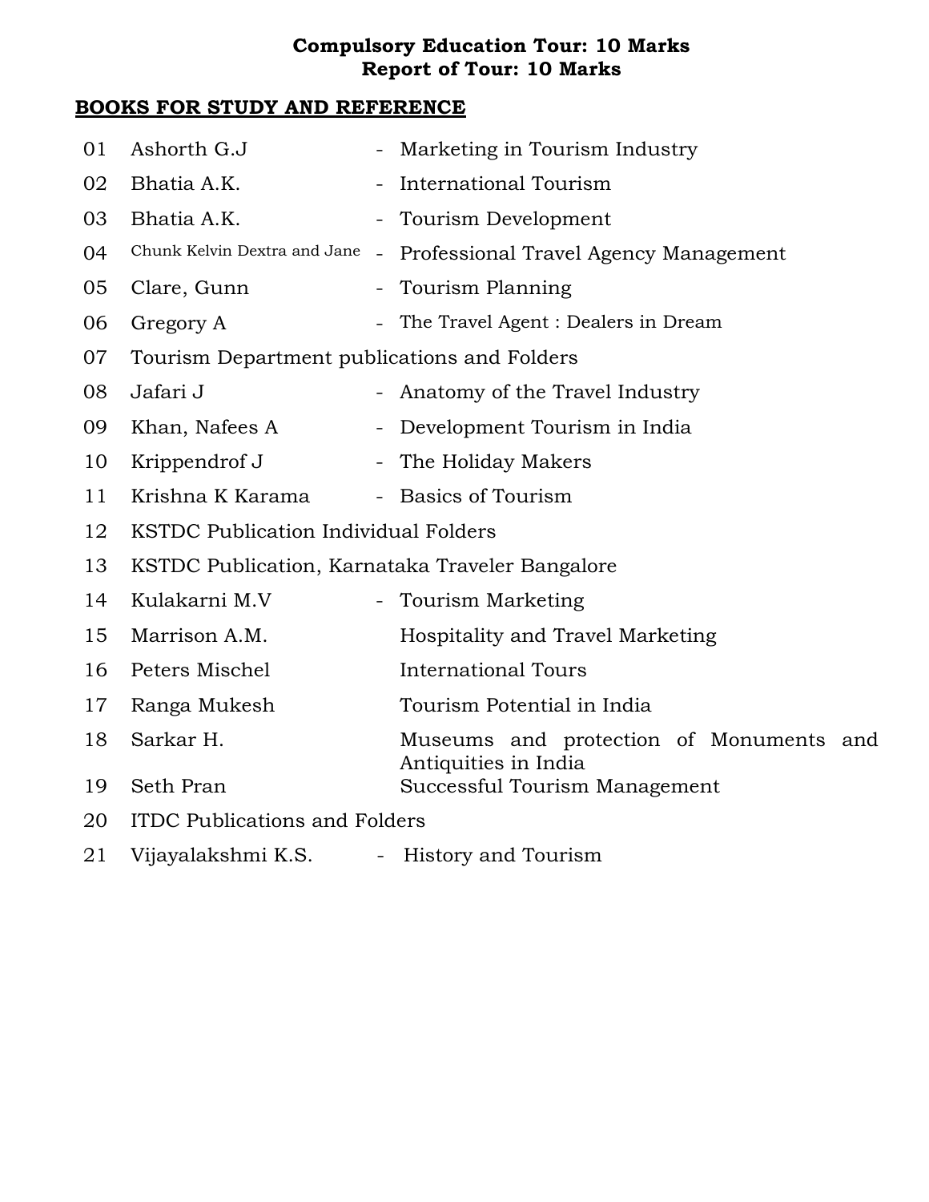**Compulsory Education Tour: 10 Marks**
**Report of Tour: 10 Marks**

## BOOKS FOR STUDY AND REFERENCE

| | | | |
|---|---|---|---|
| 01 | Ashorth G.J | - | Marketing in Tourism Industry |
| 02 | Bhatia A.K. | - | International Tourism |
| 03 | Bhatia A.K. | - | Tourism Development |
| 04 | Chunk Kelvin Dextra and Jane | - | Professional Travel Agency Management |
| 05 | Clare, Gunn | - | Tourism Planning |
| 06 | Gregory A | - | The Travel Agent : Dealers in Dream |
| 07 | Tourism Department publications and Folders | | |
| 08 | Jafari J | - | Anatomy of the Travel Industry |
| 09 | Khan, Nafees A | - | Development Tourism in India |
| 10 | Krippendrof J | - | The Holiday Makers |
| 11 | Krishna K Karama | - | Basics of Tourism |
| 12 | KSTDC Publication Individual Folders | | |
| 13 | KSTDC Publication, Karnataka Traveler Bangalore | | |
| 14 | Kulakarni M.V | - | Tourism Marketing |
| 15 | Marrison A.M. | | Hospitality and Travel Marketing |
| 16 | Peters Mischel | | International Tours |
| 17 | Ranga Mukesh | | Tourism Potential in India |
| 18 | Sarkar H. | | Museums and protection of Monuments and Antiquities in India |
| 19 | Seth Pran | | Successful Tourism Management |
| 20 | ITDC Publications and Folders | | |
| 21 | Vijayalakshmi K.S. | - | History and Tourism |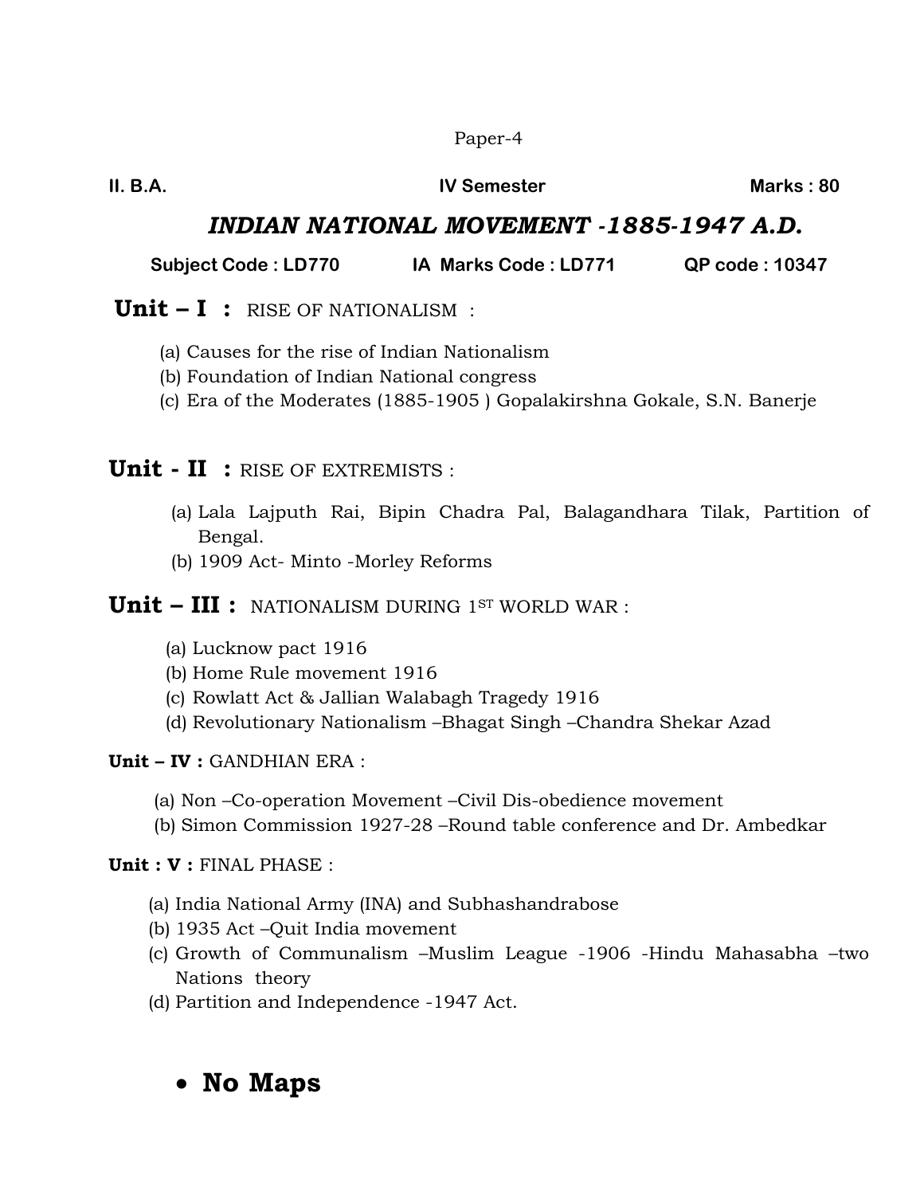Paper-4

**II. B.A.** **IV Semester** **Marks : 80**

## *INDIAN NATIONAL MOVEMENT -1885-1947 A.D.*

**Subject Code : LD770** **IA Marks Code : LD771** **QP code : 10347**

**Unit – I :** RISE OF NATIONALISM :

(a) Causes for the rise of Indian Nationalism
(b) Foundation of Indian National congress
(c) Era of the Moderates (1885-1905 ) Gopalakirshna Gokale, S.N. Banerje

**Unit - II :** RISE OF EXTREMISTS :

(a) Lala Lajputh Rai, Bipin Chadra Pal, Balagandhara Tilak, Partition of Bengal.
(b) 1909 Act- Minto -Morley Reforms

**Unit – III :** NATIONALISM DURING 1ST WORLD WAR :

(a) Lucknow pact 1916
(b) Home Rule movement 1916
(c) Rowlatt Act & Jallian Walabagh Tragedy 1916
(d) Revolutionary Nationalism –Bhagat Singh –Chandra Shekar Azad

**Unit – IV :** GANDHIAN ERA :

(a) Non –Co-operation Movement –Civil Dis-obedience movement
(b) Simon Commission 1927-28 –Round table conference and Dr. Ambedkar

**Unit : V :** FINAL PHASE :

(a) India National Army (INA) and Subhashandrabose
(b) 1935 Act –Quit India movement
(c) Growth of Communalism –Muslim League -1906 -Hindu Mahasabha –two Nations theory
(d) Partition and Independence -1947 Act.

- **No Maps**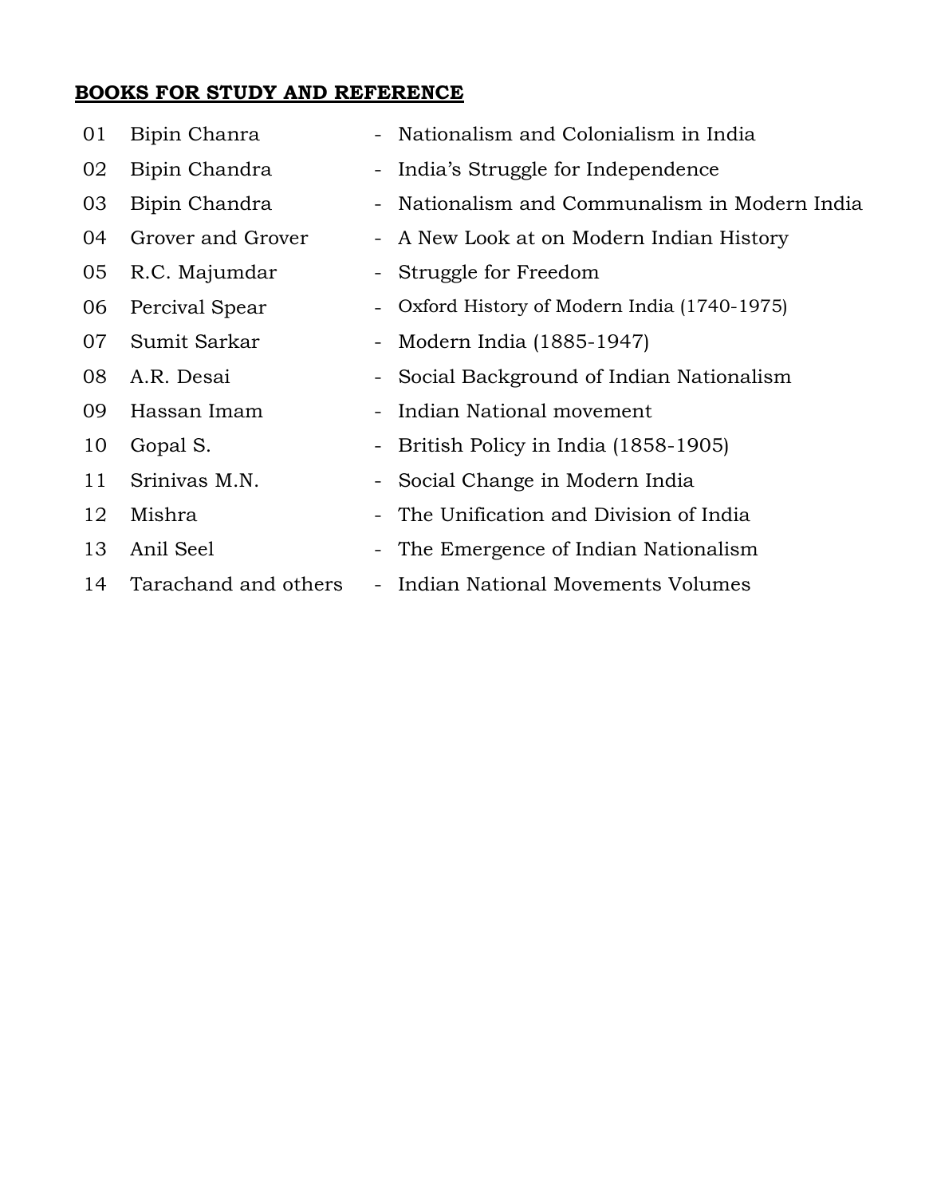**BOOKS FOR STUDY AND REFERENCE**

| | | |
|---|---|---|
| 01 | Bipin Chanra | - Nationalism and Colonialism in India |
| 02 | Bipin Chandra | - India's Struggle for Independence |
| 03 | Bipin Chandra | - Nationalism and Communalism in Modern India |
| 04 | Grover and Grover | - A New Look at on Modern Indian History |
| 05 | R.C. Majumdar | - Struggle for Freedom |
| 06 | Percival Spear | - Oxford History of Modern India (1740-1975) |
| 07 | Sumit Sarkar | - Modern India (1885-1947) |
| 08 | A.R. Desai | - Social Background of Indian Nationalism |
| 09 | Hassan Imam | - Indian National movement |
| 10 | Gopal S. | - British Policy in India (1858-1905) |
| 11 | Srinivas M.N. | - Social Change in Modern India |
| 12 | Mishra | - The Unification and Division of India |
| 13 | Anil Seel | - The Emergence of Indian Nationalism |
| 14 | Tarachand and others | - Indian National Movements Volumes |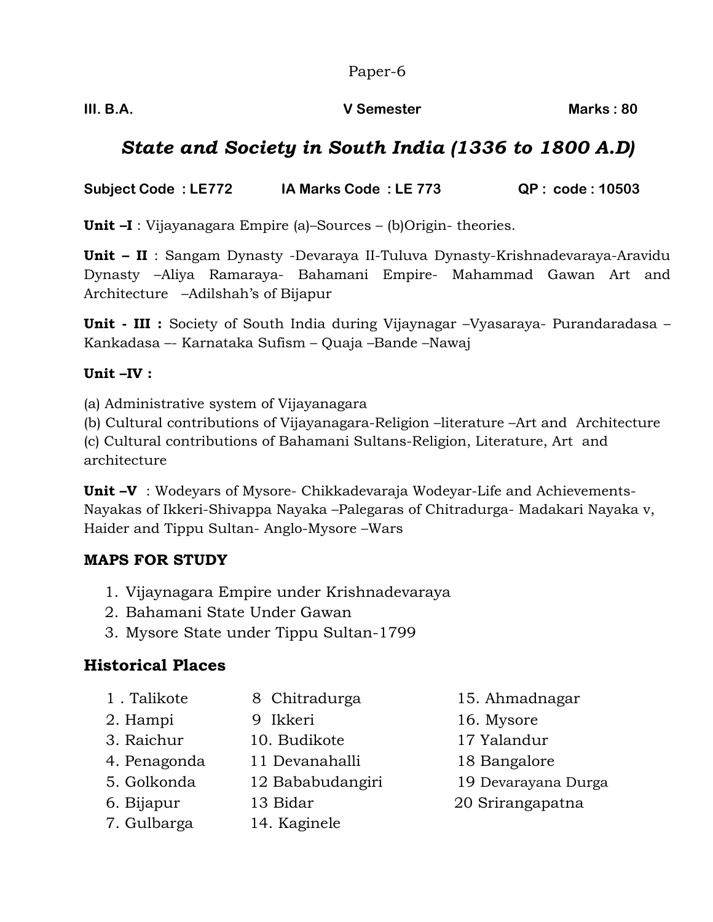Paper-6

**III. B.A.** **V Semester** **Marks : 80**

## *State and Society in South India (1336 to 1800 A.D)*

**Subject Code : LE772** **IA Marks Code : LE 773** **QP : code : 10503**

**Unit –I** : Vijayanagara Empire (a)–Sources – (b)Origin- theories.

**Unit – II** : Sangam Dynasty -Devaraya II-Tuluva Dynasty-Krishnadevaraya-Aravidu Dynasty –Aliya Ramaraya- Bahamani Empire- Mahammad Gawan Art and Architecture –Adilshah's of Bijapur

**Unit - III :** Society of South India during Vijaynagar –Vyasaraya- Purandaradasa –Kankadasa –- Karnataka Sufism – Quaja –Bande –Nawaj

**Unit –IV :**

(a) Administrative system of Vijayanagara
(b) Cultural contributions of Vijayanagara-Religion –literature –Art and Architecture
(c) Cultural contributions of Bahamani Sultans-Religion, Literature, Art and architecture

**Unit –V** : Wodeyars of Mysore- Chikkadevaraja Wodeyar-Life and Achievements- Nayakas of Ikkeri-Shivappa Nayaka –Palegaras of Chitradurga- Madakari Nayaka v, Haider and Tippu Sultan- Anglo-Mysore –Wars

### MAPS FOR STUDY

1. Vijaynagara Empire under Krishnadevaraya
2. Bahamani State Under Gawan
3. Mysore State under Tippu Sultan-1799

### Historical Places

| | | |
|---|---|---|
| 1 . Talikote | 8 Chitradurga | 15. Ahmadnagar |
| 2. Hampi | 9 Ikkeri | 16. Mysore |
| 3. Raichur | 10. Budikote | 17 Yalandur |
| 4. Penagonda | 11 Devanahalli | 18 Bangalore |
| 5. Golkonda | 12 Bababudangiri | 19 Devarayana Durga |
| 6. Bijapur | 13 Bidar | 20 Srirangapatna |
| 7. Gulbarga | 14. Kaginele | |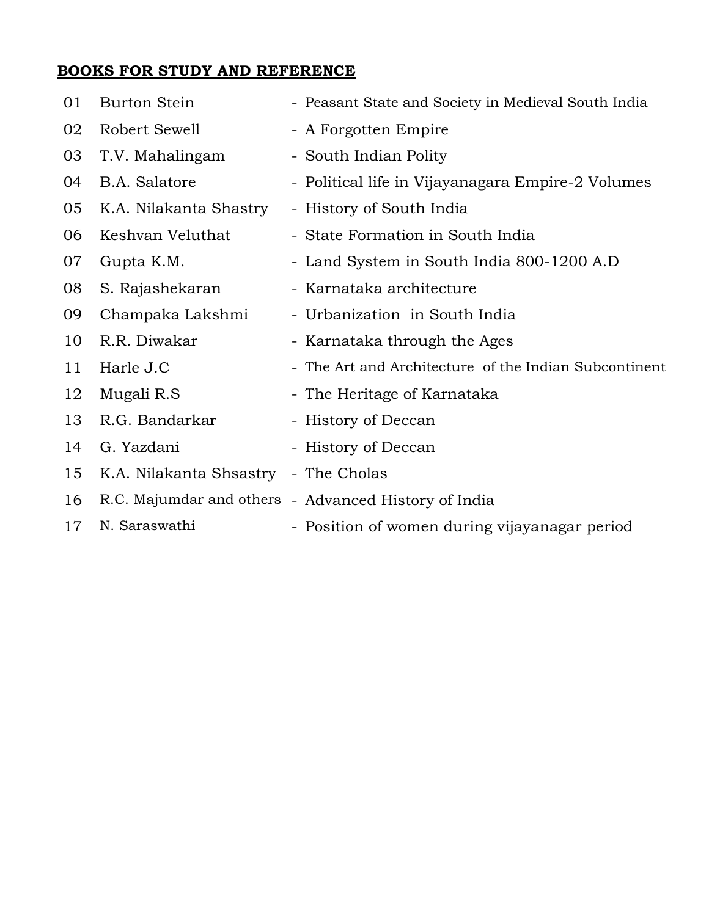**BOOKS FOR STUDY AND REFERENCE**

| | | |
|---|---|---|
| 01 | Burton Stein | - Peasant State and Society in Medieval South India |
| 02 | Robert Sewell | - A Forgotten Empire |
| 03 | T.V. Mahalingam | - South Indian Polity |
| 04 | B.A. Salatore | - Political life in Vijayanagara Empire-2 Volumes |
| 05 | K.A. Nilakanta Shastry | - History of South India |
| 06 | Keshvan Veluthat | - State Formation in South India |
| 07 | Gupta K.M. | - Land System in South India 800-1200 A.D |
| 08 | S. Rajashekaran | - Karnataka architecture |
| 09 | Champaka Lakshmi | - Urbanization in South India |
| 10 | R.R. Diwakar | - Karnataka through the Ages |
| 11 | Harle J.C | - The Art and Architecture of the Indian Subcontinent |
| 12 | Mugali R.S | - The Heritage of Karnataka |
| 13 | R.G. Bandarkar | - History of Deccan |
| 14 | G. Yazdani | - History of Deccan |
| 15 | K.A. Nilakanta Shsastry | - The Cholas |
| 16 | R.C. Majumdar and others | - Advanced History of India |
| 17 | N. Saraswathi | - Position of women during vijayanagar period |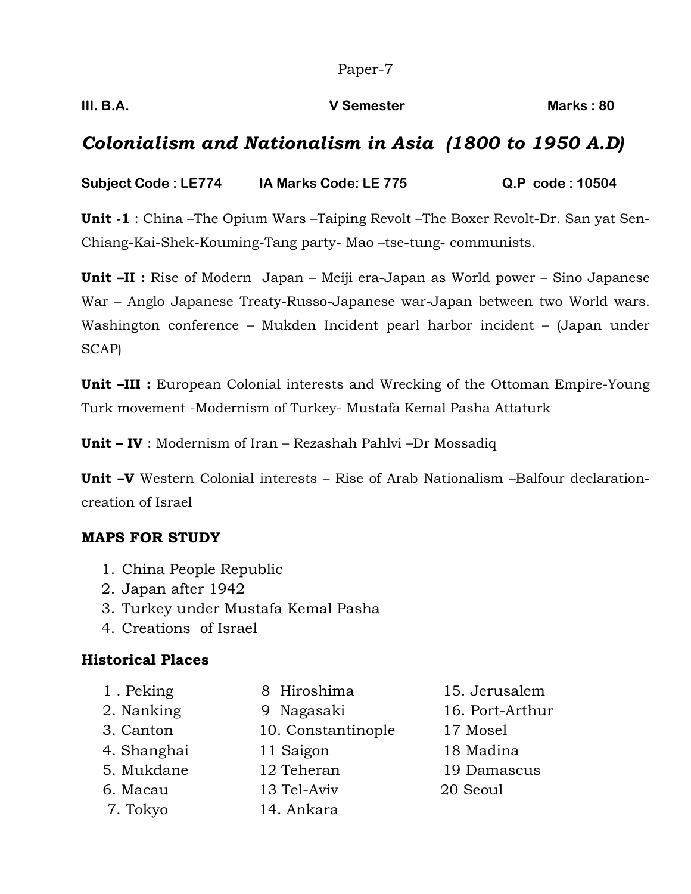Paper-7

**III. B.A.** **V Semester** **Marks : 80**

## *Colonialism and Nationalism in Asia (1800 to 1950 A.D)*

**Subject Code : LE774** **IA Marks Code: LE 775** **Q.P code : 10504**

**Unit -1** : China –The Opium Wars –Taiping Revolt –The Boxer Revolt-Dr. San yat Sen-Chiang-Kai-Shek-Kouming-Tang party- Mao –tse-tung- communists.

**Unit –II :** Rise of Modern Japan – Meiji era-Japan as World power – Sino Japanese War – Anglo Japanese Treaty-Russo-Japanese war-Japan between two World wars. Washington conference – Mukden Incident pearl harbor incident – (Japan under SCAP)

**Unit –III :** European Colonial interests and Wrecking of the Ottoman Empire-Young Turk movement -Modernism of Turkey- Mustafa Kemal Pasha Attaturk

**Unit – IV** : Modernism of Iran – Rezashah Pahlvi –Dr Mossadiq

**Unit –V** Western Colonial interests – Rise of Arab Nationalism –Balfour declaration-creation of Israel

### MAPS FOR STUDY

1. China People Republic
2. Japan after 1942
3. Turkey under Mustafa Kemal Pasha
4. Creations of Israel

### Historical Places

1 . Peking
2. Nanking
3. Canton
4. Shanghai
5. Mukdane
6. Macau
7. Tokyo
8 Hiroshima
9 Nagasaki
10. Constantinople
11 Saigon
12 Teheran
13 Tel-Aviv
14. Ankara
15. Jerusalem
16. Port-Arthur
17 Mosel
18 Madina
19 Damascus
20 Seoul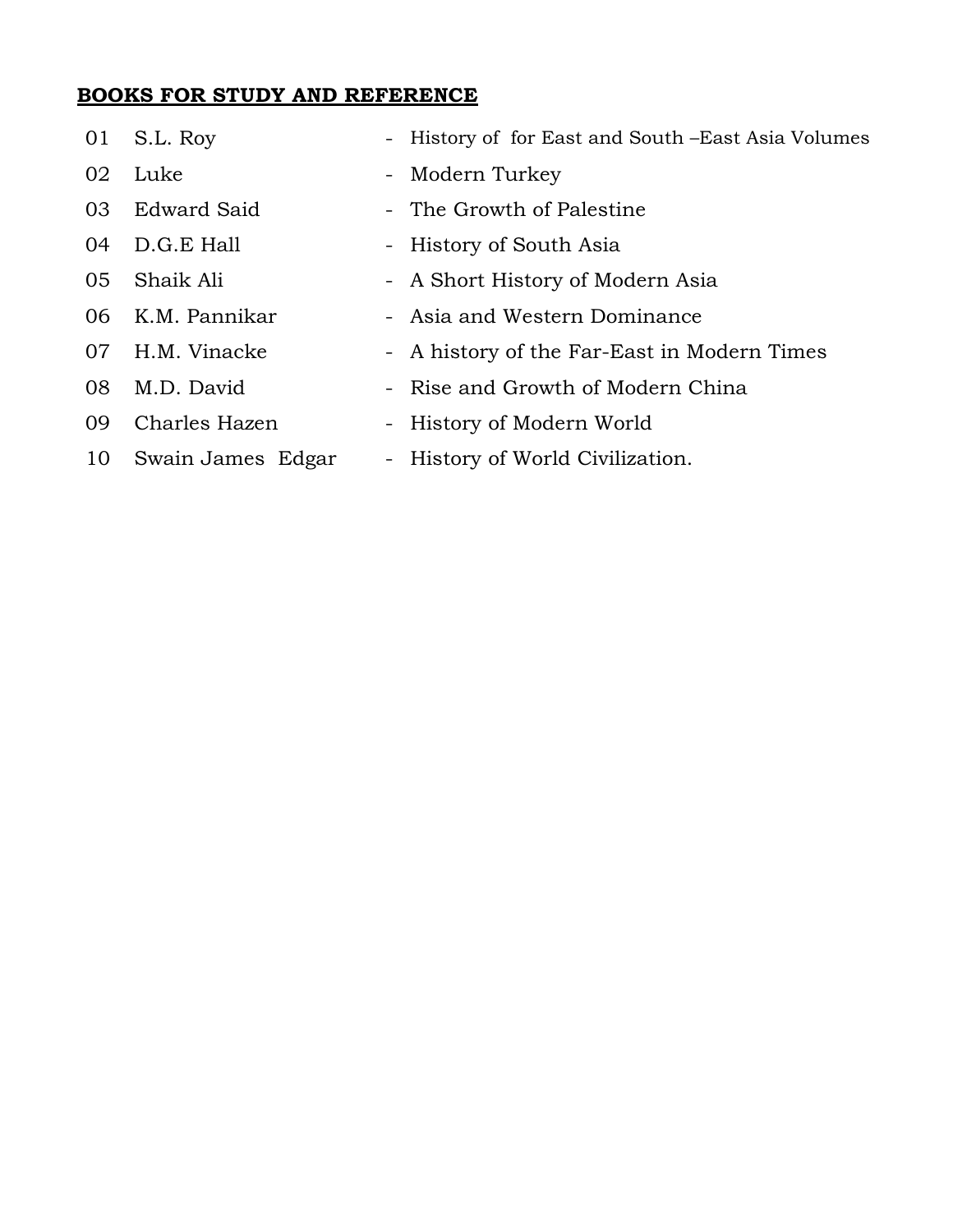**BOOKS FOR STUDY AND REFERENCE**

| | | | |
|---|---|---|---|
| 01 | S.L. Roy | - | History of  for East and South –East Asia Volumes |
| 02 | Luke | - | Modern Turkey |
| 03 | Edward Said | - | The Growth of Palestine |
| 04 | D.G.E Hall | - | History of South Asia |
| 05 | Shaik Ali | - | A Short History of Modern Asia |
| 06 | K.M. Pannikar | - | Asia and Western Dominance |
| 07 | H.M. Vinacke | - | A history of the Far-East in Modern Times |
| 08 | M.D. David | - | Rise and Growth of Modern China |
| 09 | Charles Hazen | - | History of Modern World |
| 10 | Swain James  Edgar | - | History of World Civilization. |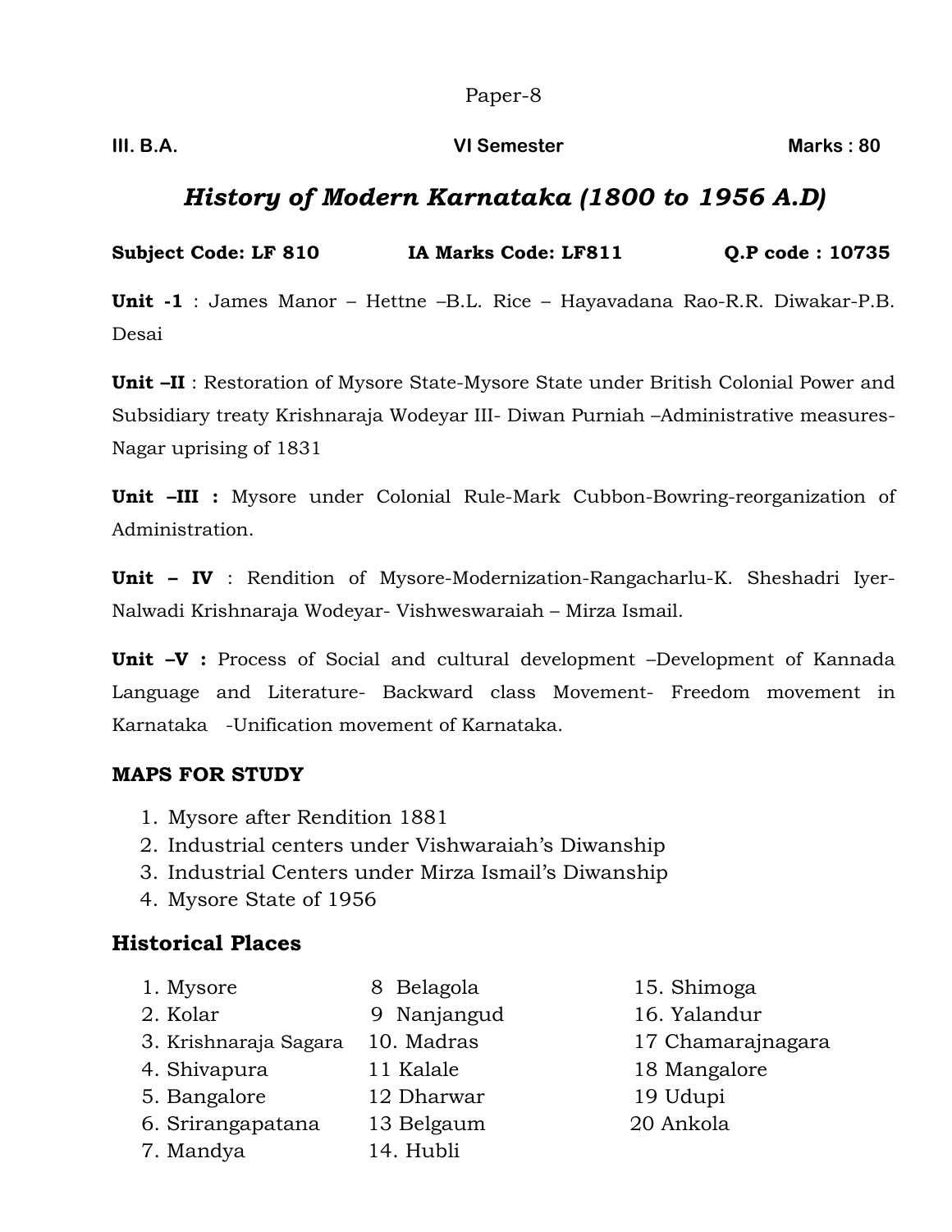Paper-8

**III. B.A.** **VI Semester** **Marks : 80**

# *History of Modern Karnataka (1800 to 1956 A.D)*

**Subject Code: LF 810** **IA Marks Code: LF811** **Q.P code : 10735**

**Unit -1** : James Manor – Hettne –B.L. Rice – Hayavadana Rao-R.R. Diwakar-P.B. Desai

**Unit –II** : Restoration of Mysore State-Mysore State under British Colonial Power and Subsidiary treaty Krishnaraja Wodeyar III- Diwan Purniah –Administrative measures-Nagar uprising of 1831

**Unit –III :** Mysore under Colonial Rule-Mark Cubbon-Bowring-reorganization of Administration.

**Unit – IV** : Rendition of Mysore-Modernization-Rangacharlu-K. Sheshadri Iyer-Nalwadi Krishnaraja Wodeyar- Vishweswaraiah – Mirza Ismail.

**Unit –V :** Process of Social and cultural development –Development of Kannada Language and Literature- Backward class Movement- Freedom movement in Karnataka -Unification movement of Karnataka.

## MAPS FOR STUDY

1. Mysore after Rendition 1881
2. Industrial centers under Vishwaraiah's Diwanship
3. Industrial Centers under Mirza Ismail's Diwanship
4. Mysore State of 1956

## Historical Places

1. Mysore
2. Kolar
3. Krishnaraja Sagara
4. Shivapura
5. Bangalore
6. Srirangapatana
7. Mandya
8. Belagola
9. Nanjangud
10. Madras
11. Kalale
12. Dharwar
13. Belgaum
14. Hubli
15. Shimoga
16. Yalandur
17. Chamarajnagara
18. Mangalore
19. Udupi
20. Ankola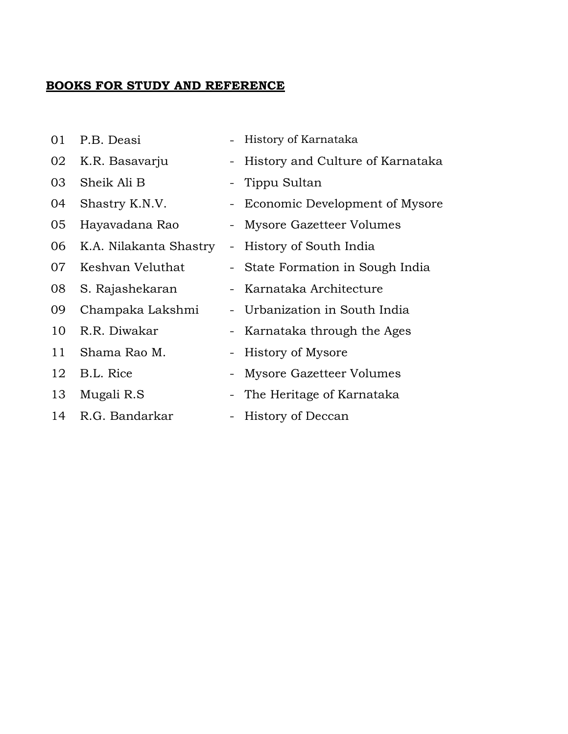**BOOKS FOR STUDY AND REFERENCE**

| | | | |
|---|---|---|---|
| 01 | P.B. Deasi | - | History of Karnataka |
| 02 | K.R. Basavarju | - | History and Culture of Karnataka |
| 03 | Sheik Ali B | - | Tippu Sultan |
| 04 | Shastry K.N.V. | - | Economic Development of Mysore |
| 05 | Hayavadana Rao | - | Mysore Gazetteer Volumes |
| 06 | K.A. Nilakanta Shastry | - | History of South India |
| 07 | Keshvan Veluthat | - | State Formation in Sough India |
| 08 | S. Rajashekaran | - | Karnataka Architecture |
| 09 | Champaka Lakshmi | - | Urbanization in South India |
| 10 | R.R. Diwakar | - | Karnataka through the Ages |
| 11 | Shama Rao M. | - | History of Mysore |
| 12 | B.L. Rice | - | Mysore Gazetteer Volumes |
| 13 | Mugali R.S | - | The Heritage of Karnataka |
| 14 | R.G. Bandarkar | - | History of Deccan |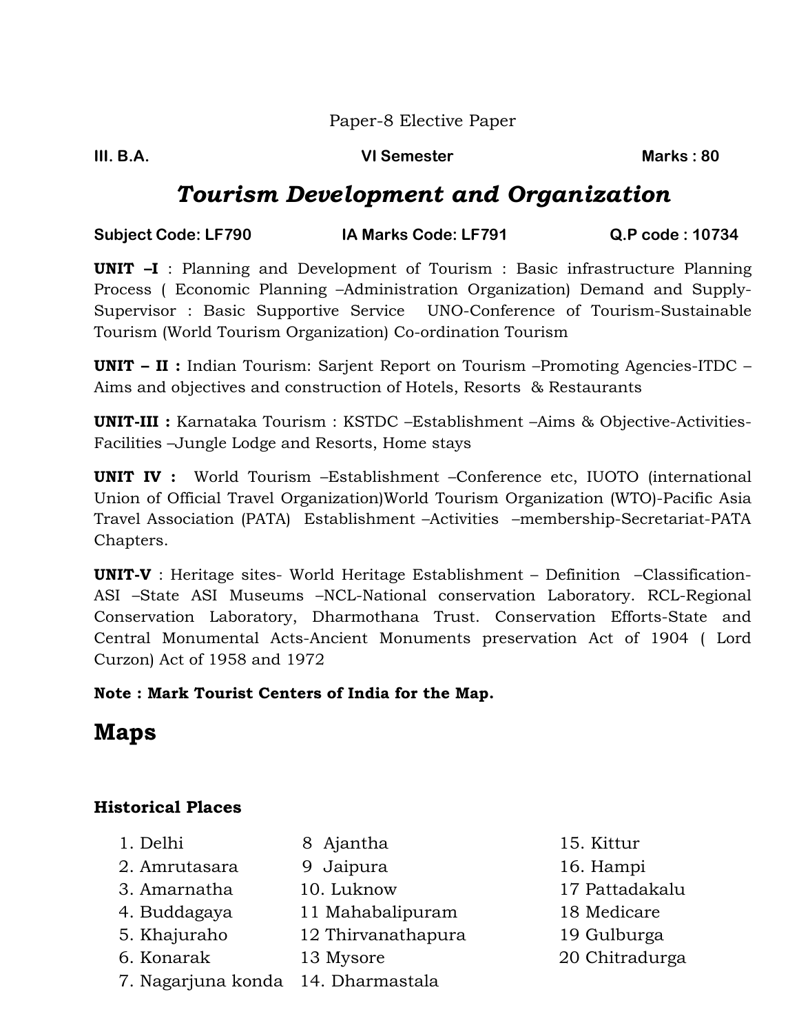Paper-8 Elective Paper

**III. B.A.** **VI Semester** **Marks : 80**

# *Tourism Development and Organization*

**Subject Code: LF790** **IA Marks Code: LF791** **Q.P code : 10734**

**UNIT –I** : Planning and Development of Tourism : Basic infrastructure Planning Process ( Economic Planning –Administration Organization) Demand and Supply-Supervisor : Basic Supportive Service UNO-Conference of Tourism-Sustainable Tourism (World Tourism Organization) Co-ordination Tourism

**UNIT – II :** Indian Tourism: Sarjent Report on Tourism –Promoting Agencies-ITDC –Aims and objectives and construction of Hotels, Resorts & Restaurants

**UNIT-III :** Karnataka Tourism : KSTDC –Establishment –Aims & Objective-Activities-Facilities –Jungle Lodge and Resorts, Home stays

**UNIT IV :** World Tourism –Establishment –Conference etc, IUOTO (international Union of Official Travel Organization)World Tourism Organization (WTO)-Pacific Asia Travel Association (PATA) Establishment –Activities –membership-Secretariat-PATA Chapters.

**UNIT-V** : Heritage sites- World Heritage Establishment – Definition –Classification-ASI –State ASI Museums –NCL-National conservation Laboratory. RCL-Regional Conservation Laboratory, Dharmothana Trust. Conservation Efforts-State and Central Monumental Acts-Ancient Monuments preservation Act of 1904 ( Lord Curzon) Act of 1958 and 1972

**Note : Mark Tourist Centers of India for the Map.**

## Maps

### Historical Places

1. Delhi
2. Amrutasara
3. Amarnatha
4. Buddagaya
5. Khajuraho
6. Konarak
7. Nagarjuna konda
8. Ajantha
9. Jaipura
10. Luknow
11. Mahabalipuram
12. Thirvanathapura
13. Mysore
14. Dharmastala
15. Kittur
16. Hampi
17. Pattadakalu
18. Medicare
19. Gulburga
20. Chitradurga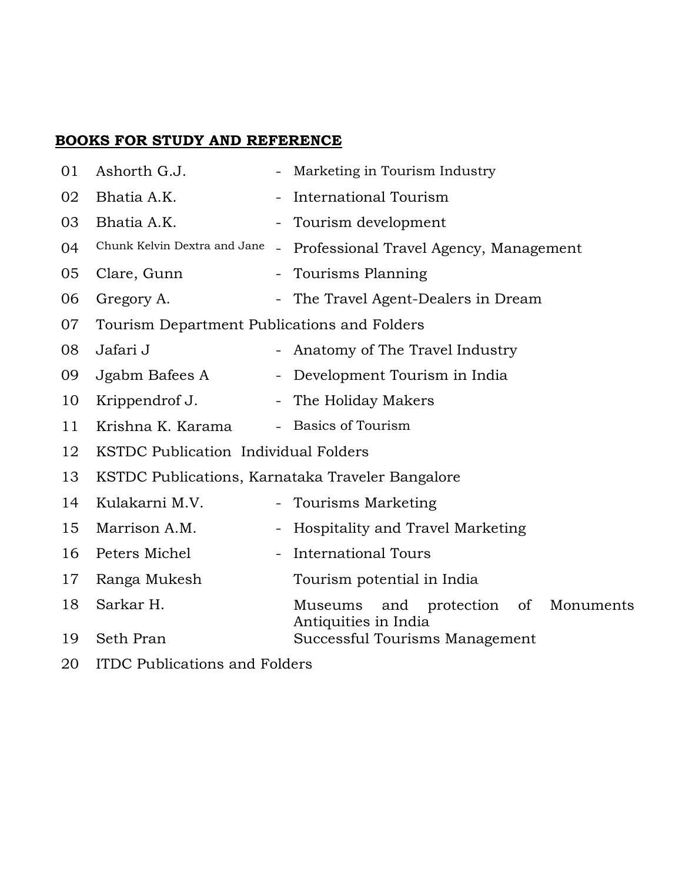**BOOKS FOR STUDY AND REFERENCE**

| | | | |
|---|---|---|---|
| 01 | Ashorth G.J. | - | Marketing in Tourism Industry |
| 02 | Bhatia A.K. | - | International Tourism |
| 03 | Bhatia A.K. | - | Tourism development |
| 04 | Chunk Kelvin Dextra and Jane | - | Professional Travel Agency, Management |
| 05 | Clare, Gunn | - | Tourisms Planning |
| 06 | Gregory A. | - | The Travel Agent-Dealers in Dream |
| 07 | Tourism Department Publications and Folders | | |
| 08 | Jafari J | - | Anatomy of The Travel Industry |
| 09 | Jgabm Bafees A | - | Development Tourism in India |
| 10 | Krippendrof J. | - | The Holiday Makers |
| 11 | Krishna K. Karama | - | Basics of Tourism |
| 12 | KSTDC Publication Individual Folders | | |
| 13 | KSTDC Publications, Karnataka Traveler Bangalore | | |
| 14 | Kulakarni M.V. | - | Tourisms Marketing |
| 15 | Marrison A.M. | - | Hospitality and Travel Marketing |
| 16 | Peters Michel | - | International Tours |
| 17 | Ranga Mukesh | | Tourism potential in India |
| 18 | Sarkar H. | | Museums and protection of Monuments Antiquities in India |
| 19 | Seth Pran | | Successful Tourisms Management |
| 20 | ITDC Publications and Folders | | |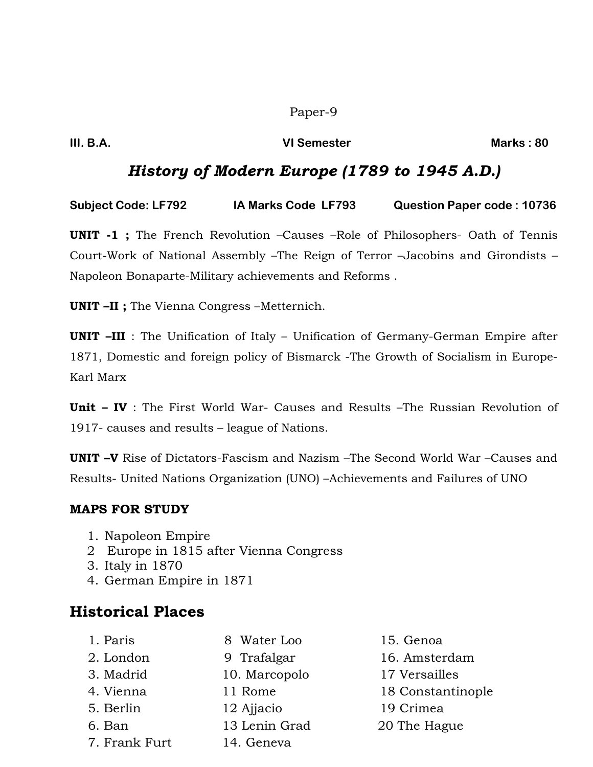Paper-9

**III. B.A.** **VI Semester** **Marks : 80**

## *History of Modern Europe (1789 to 1945 A.D.)*

**Subject Code: LF792** **IA Marks Code LF793** **Question Paper code : 10736**

**UNIT -1 ;** The French Revolution –Causes –Role of Philosophers- Oath of Tennis Court-Work of National Assembly –The Reign of Terror –Jacobins and Girondists –Napoleon Bonaparte-Military achievements and Reforms .

**UNIT –II ;** The Vienna Congress –Metternich.

**UNIT –III** : The Unification of Italy – Unification of Germany-German Empire after 1871, Domestic and foreign policy of Bismarck -The Growth of Socialism in Europe-Karl Marx

**Unit – IV** : The First World War- Causes and Results –The Russian Revolution of 1917- causes and results – league of Nations.

**UNIT –V** Rise of Dictators-Fascism and Nazism –The Second World War –Causes and Results- United Nations Organization (UNO) –Achievements and Failures of UNO

**MAPS FOR STUDY**

1. Napoleon Empire
2. Europe in 1815 after Vienna Congress
3. Italy in 1870
4. German Empire in 1871

## Historical Places

1. Paris
2. London
3. Madrid
4. Vienna
5. Berlin
6. Ban
7. Frank Furt
8. Water Loo
9. Trafalgar
10. Marcopolo
11. Rome
12. Ajjacio
13. Lenin Grad
14. Geneva
15. Genoa
16. Amsterdam
17. Versailles
18. Constantinople
19. Crimea
20. The Hague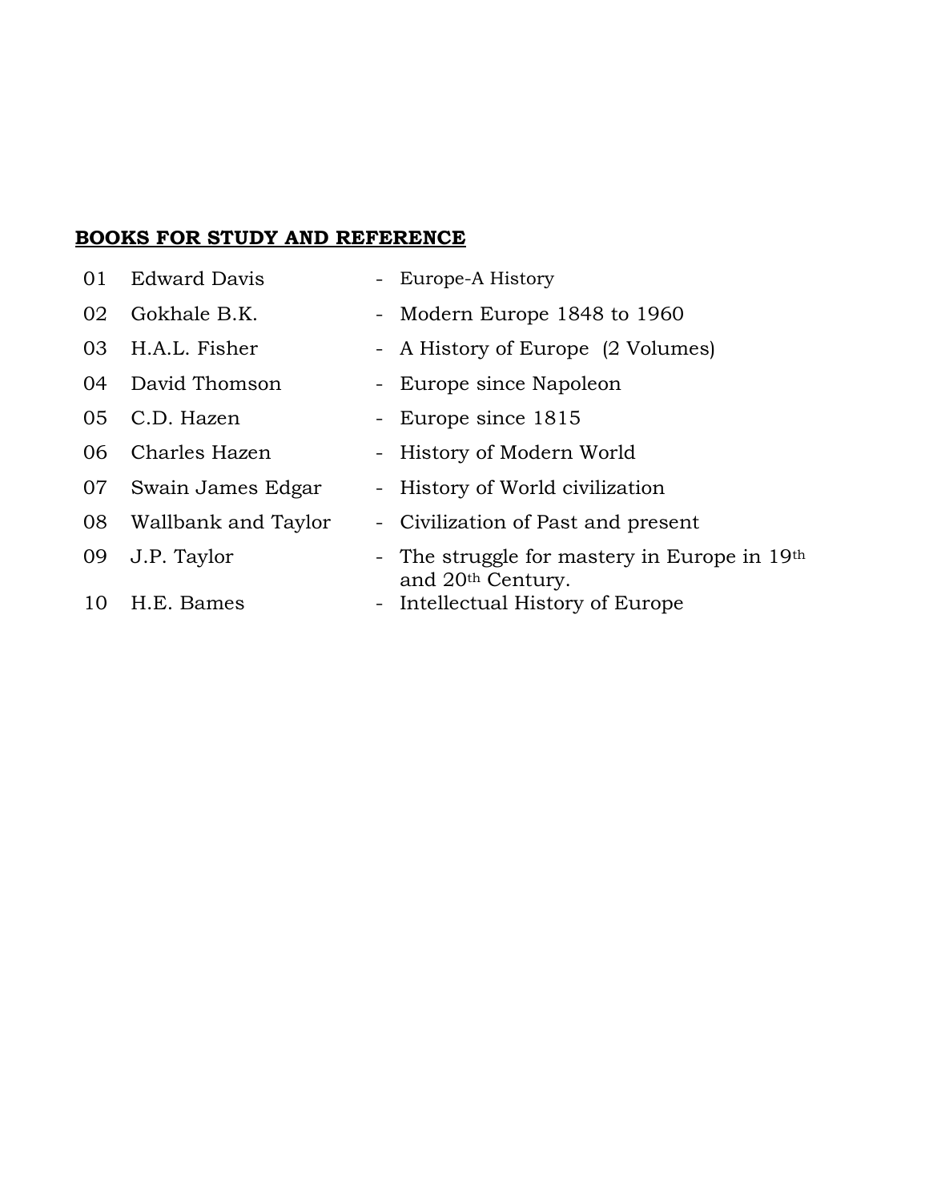**BOOKS FOR STUDY AND REFERENCE**

| | | |
|---|---|---|
| 01 | Edward Davis | - Europe-A History |
| 02 | Gokhale B.K. | - Modern Europe 1848 to 1960 |
| 03 | H.A.L. Fisher | - A History of Europe (2 Volumes) |
| 04 | David Thomson | - Europe since Napoleon |
| 05 | C.D. Hazen | - Europe since 1815 |
| 06 | Charles Hazen | - History of Modern World |
| 07 | Swain James Edgar | - History of World civilization |
| 08 | Wallbank and Taylor | - Civilization of Past and present |
| 09 | J.P. Taylor | - The struggle for mastery in Europe in 19th and 20th Century. |
| 10 | H.E. Bames | - Intellectual History of Europe |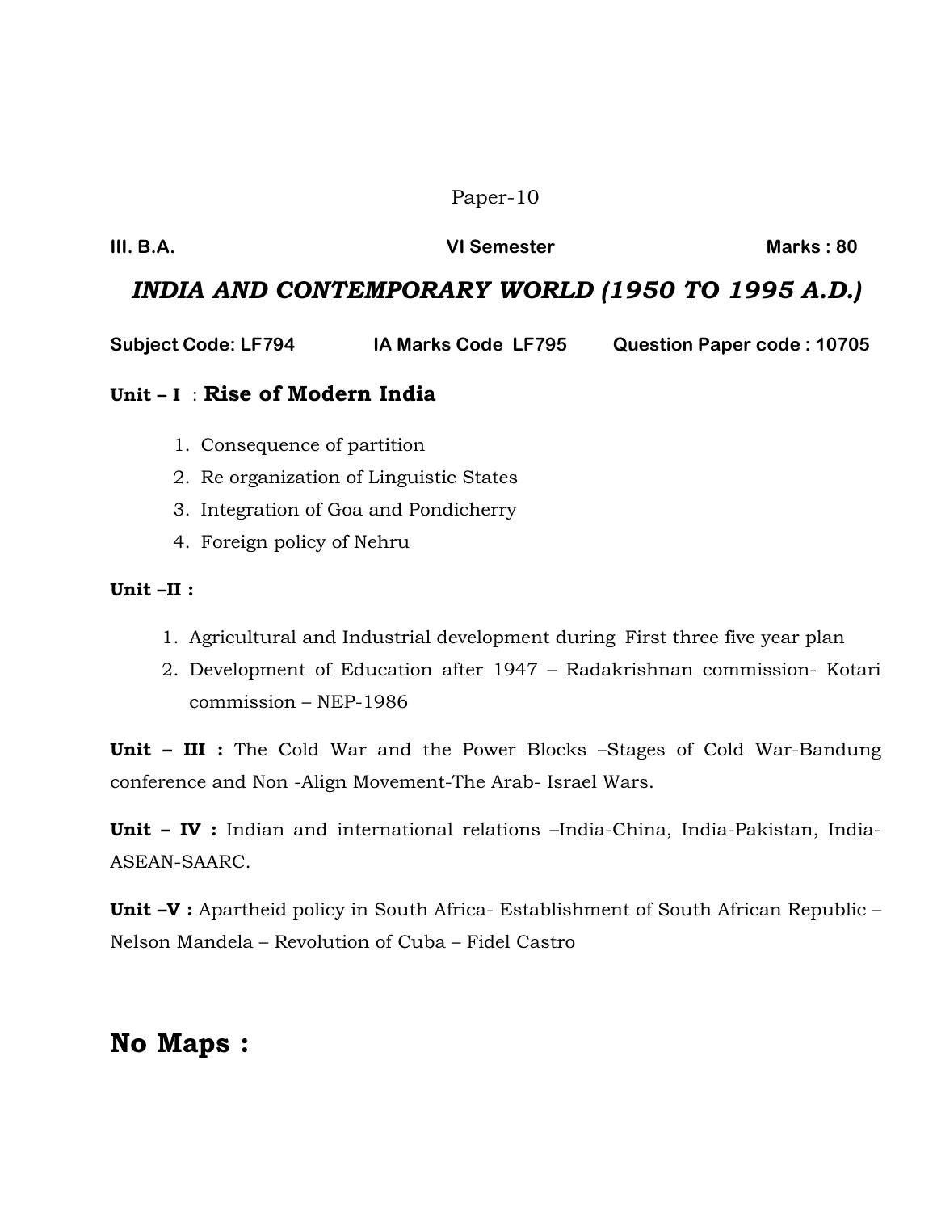Paper-10

**III. B.A.** **VI Semester** **Marks : 80**

## *INDIA AND CONTEMPORARY WORLD (1950 TO 1995 A.D.)*

**Subject Code: LF794** **IA Marks Code LF795** **Question Paper code : 10705**

**Unit – I** : **Rise of Modern India**

1. Consequence of partition
2. Re organization of Linguistic States
3. Integration of Goa and Pondicherry
4. Foreign policy of Nehru

**Unit –II :**

1. Agricultural and Industrial development during First three five year plan
2. Development of Education after 1947 – Radakrishnan commission- Kotari commission – NEP-1986

**Unit – III :** The Cold War and the Power Blocks –Stages of Cold War-Bandung conference and Non -Align Movement-The Arab- Israel Wars.

**Unit – IV :** Indian and international relations –India-China, India-Pakistan, India-ASEAN-SAARC.

**Unit –V :** Apartheid policy in South Africa- Establishment of South African Republic – Nelson Mandela – Revolution of Cuba – Fidel Castro

## No Maps :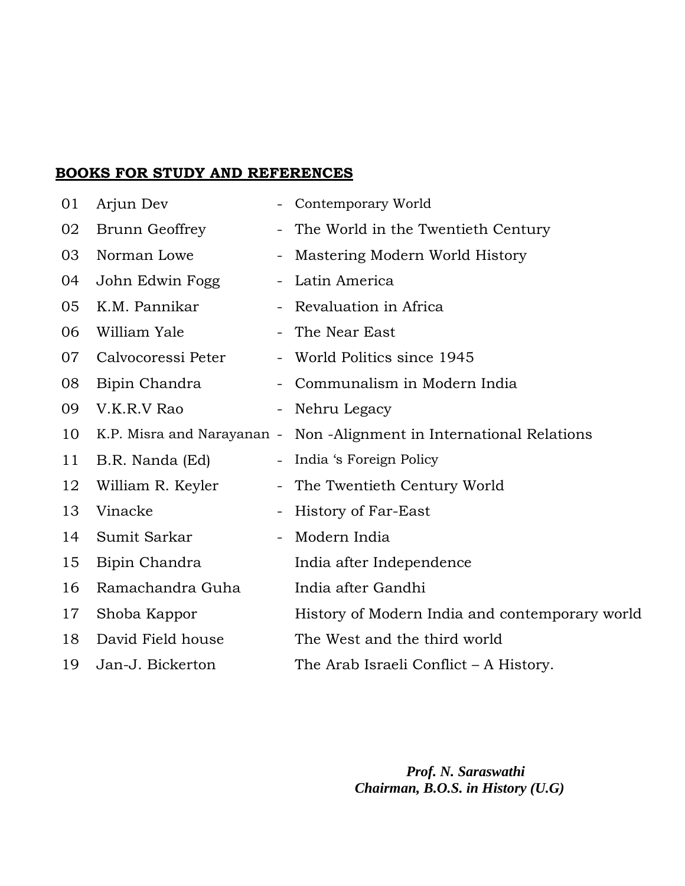**BOOKS FOR STUDY AND REFERENCES**

| | | | |
|---|---|---|---|
| 01 | Arjun Dev | - | Contemporary World |
| 02 | Brunn Geoffrey | - | The World in the Twentieth Century |
| 03 | Norman Lowe | - | Mastering Modern World History |
| 04 | John Edwin Fogg | - | Latin America |
| 05 | K.M. Pannikar | - | Revaluation in Africa |
| 06 | William Yale | - | The Near East |
| 07 | Calvocoressi Peter | - | World Politics since 1945 |
| 08 | Bipin Chandra | - | Communalism in Modern India |
| 09 | V.K.R.V Rao | - | Nehru Legacy |
| 10 | K.P. Misra and Narayanan | - | Non -Alignment in International Relations |
| 11 | B.R. Nanda (Ed) | - | India 's Foreign Policy |
| 12 | William R. Keyler | - | The Twentieth Century World |
| 13 | Vinacke | - | History of Far-East |
| 14 | Sumit Sarkar | - | Modern India |
| 15 | Bipin Chandra | | India after Independence |
| 16 | Ramachandra Guha | | India after Gandhi |
| 17 | Shoba Kappor | | History of Modern India and contemporary world |
| 18 | David Field house | | The West and the third world |
| 19 | Jan-J. Bickerton | | The Arab Israeli Conflict – A History. |

***Prof. N. Saraswathi***
***Chairman, B.O.S. in History (U.G)***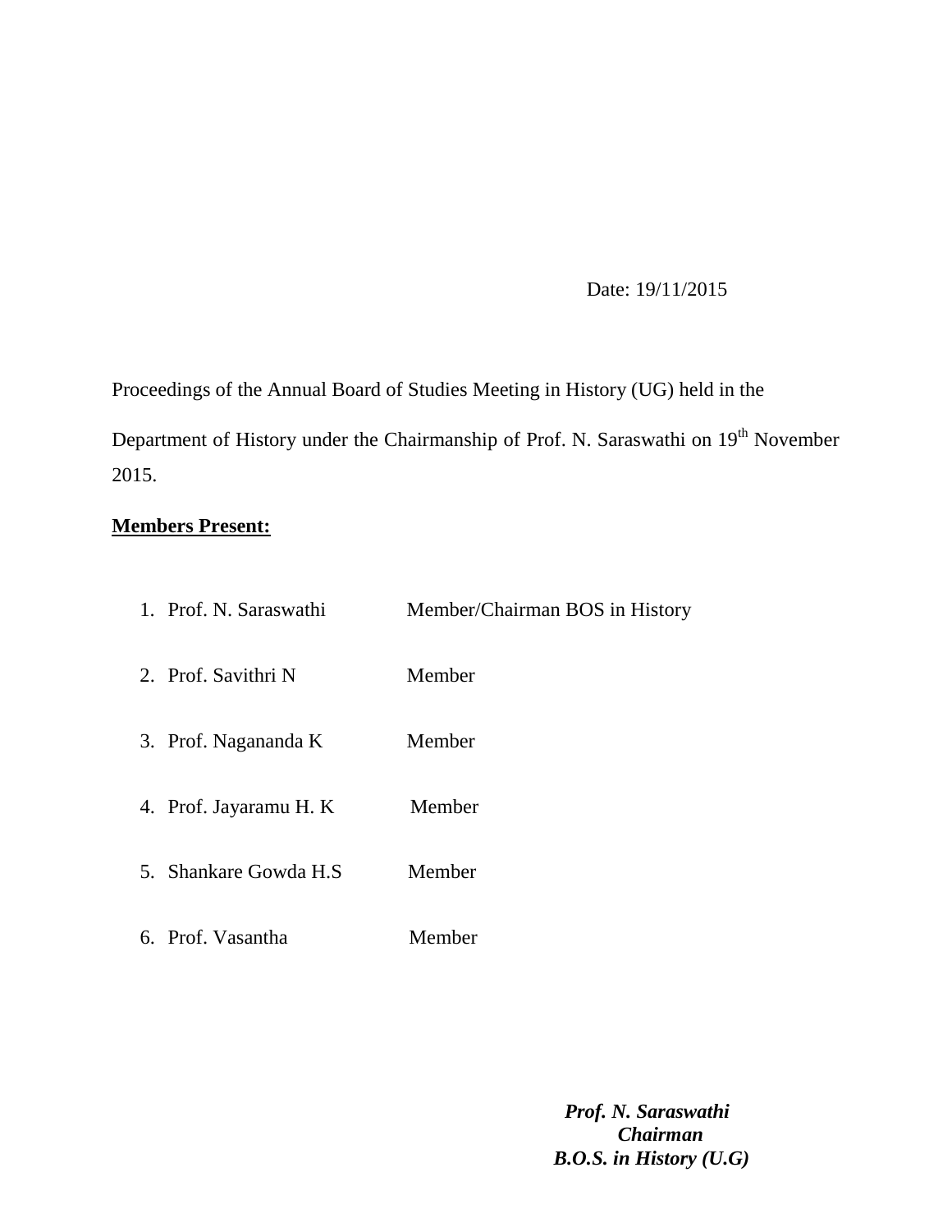Date: 19/11/2015

Proceedings of the Annual Board of Studies Meeting in History (UG) held in the Department of History under the Chairmanship of Prof. N. Saraswathi on 19th November 2015.

**Members Present:**

1. Prof. N. Saraswathi Member/Chairman BOS in History
2. Prof. Savithri N Member
3. Prof. Nagananda K Member
4. Prof. Jayaramu H. K Member
5. Shankare Gowda H.S Member
6. Prof. Vasantha Member

***Prof. N. Saraswathi***
***Chairman***
***B.O.S. in History (U.G)***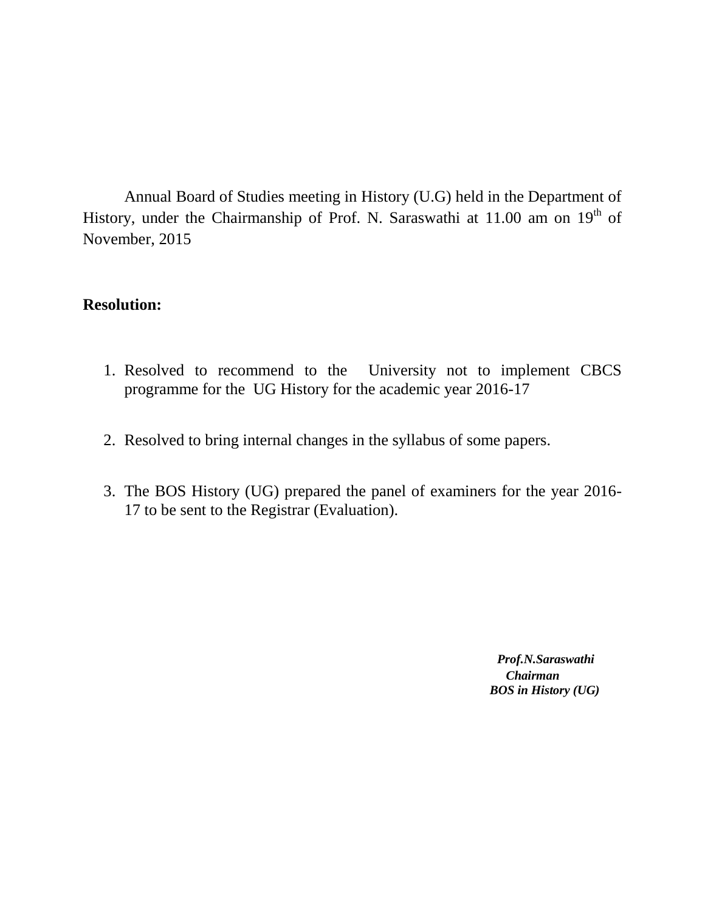Annual Board of Studies meeting in History (U.G) held in the Department of History, under the Chairmanship of Prof. N. Saraswathi at 11.00 am on 19th of November, 2015

**Resolution:**

1. Resolved to recommend to the University not to implement CBCS programme for the UG History for the academic year 2016-17

2. Resolved to bring internal changes in the syllabus of some papers.

3. The BOS History (UG) prepared the panel of examiners for the year 2016-17 to be sent to the Registrar (Evaluation).

***Prof.N.Saraswathi***
***Chairman***
***BOS in History (UG)***